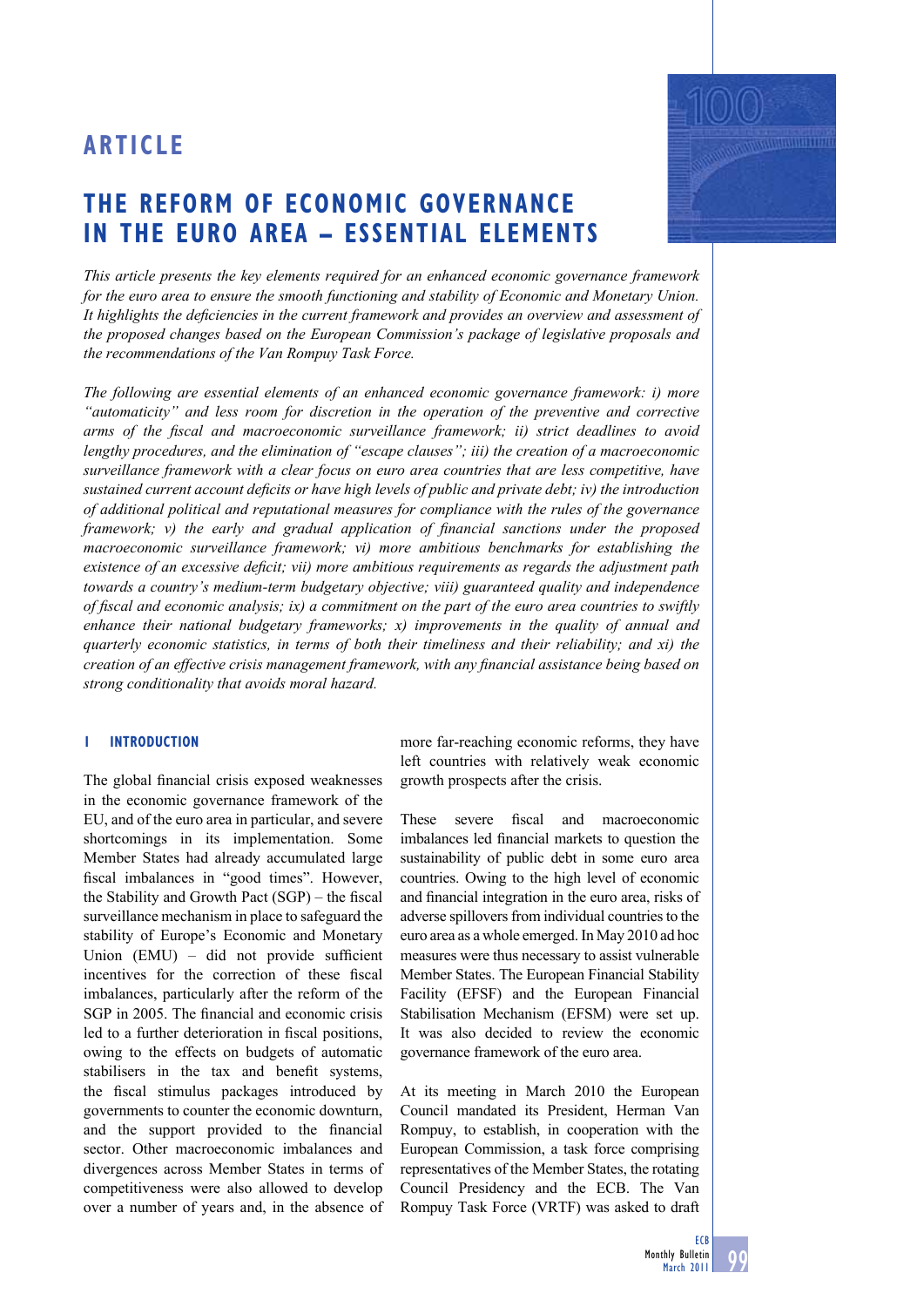# ARTICLE

# THE REFORM OF ECONOMIC GOVERNANCE IN THE EURO AREA – ESSENTIAL ELEMENTS

*This article presents the key elements required for an enhanced economic governance framework for the euro area to ensure the smooth functioning and stability of Economic and Monetary Union. It highlights the deficiencies in the current framework and provides an overview and assessment of the proposed changes based on the European Commission's package of legislative proposals and the recommendations of the Van Rompuy Task Force.*

*The following are essential elements of an enhanced economic governance framework: i) more "automaticity" and less room for discretion in the operation of the preventive and corrective arms of the fiscal and macroeconomic surveillance framework; ii) strict deadlines to avoid lengthy procedures, and the elimination of "escape clauses"; iii) the creation of a macroeconomic surveillance framework with a clear focus on euro area countries that are less competitive, have sustained current account deficits or have high levels of public and private debt; iv) the introduction of additional political and reputational measures for compliance with the rules of the governance framework; v) the early and gradual application of financial sanctions under the proposed macroeconomic surveillance framework; vi) more ambitious benchmarks for establishing the existence of an excessive deficit; vii) more ambitious requirements as regards the adjustment path towards a country's medium-term budgetary objective; viii) guaranteed quality and independence of fiscal and economic analysis; ix) a commitment on the part of the euro area countries to swiftly enhance their national budgetary frameworks; x) improvements in the quality of annual and quarterly economic statistics, in terms of both their timeliness and their reliability; and xi) the creation of an effective crisis management framework, with any financial assistance being based on strong conditionality that avoids moral hazard.*

## 1 INTRODUCTION

The global financial crisis exposed weaknesses in the economic governance framework of the EU, and of the euro area in particular, and severe shortcomings in its implementation. Some Member States had already accumulated large fiscal imbalances in "good times". However, the Stability and Growth Pact (SGP) – the fiscal surveillance mechanism in place to safeguard the stability of Europe's Economic and Monetary Union (EMU) – did not provide sufficient incentives for the correction of these fiscal imbalances, particularly after the reform of the SGP in 2005. The financial and economic crisis led to a further deterioration in fiscal positions, owing to the effects on budgets of automatic stabilisers in the tax and benefit systems, the fiscal stimulus packages introduced by governments to counter the economic downturn, and the support provided to the financial sector. Other macroeconomic imbalances and divergences across Member States in terms of competitiveness were also allowed to develop over a number of years and, in the absence of more far-reaching economic reforms, they have left countries with relatively weak economic growth prospects after the crisis.

These severe fiscal and macroeconomic imbalances led financial markets to question the sustainability of public debt in some euro area countries. Owing to the high level of economic and financial integration in the euro area, risks of adverse spillovers from individual countries to the euro area as a whole emerged. In May 2010 ad hoc measures were thus necessary to assist vulnerable Member States. The European Financial Stability Facility (EFSF) and the European Financial Stabilisation Mechanism (EFSM) were set up. It was also decided to review the economic governance framework of the euro area.

At its meeting in March 2010 the European Council mandated its President, Herman Van Rompuy, to establish, in cooperation with the European Commission, a task force comprising representatives of the Member States, the rotating Council Presidency and the ECB. The Van Rompuy Task Force (VRTF) was asked to draft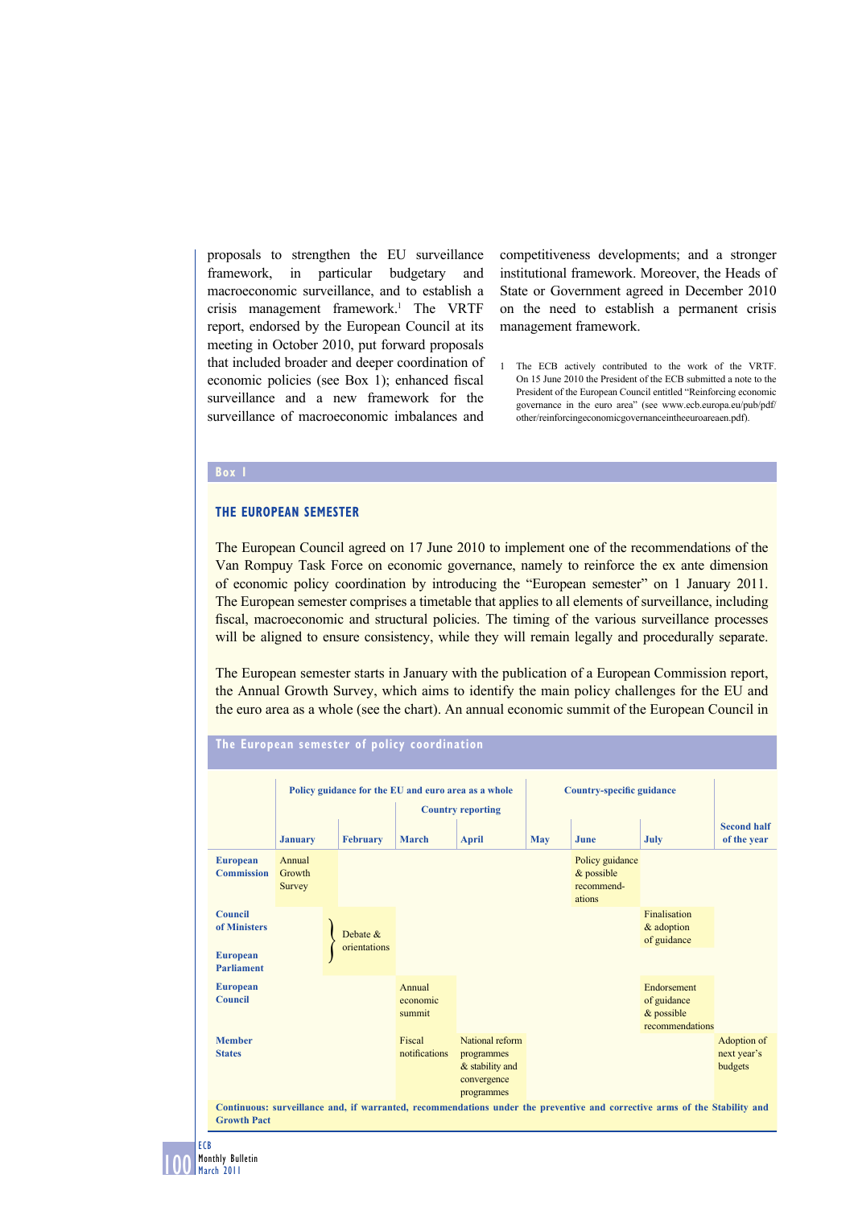proposals to strengthen the EU surveillance framework, in particular budgetary and macroeconomic surveillance, and to establish a crisis management framework.[1] The VRTF report, endorsed by the European Council at its meeting in October 2010, put forward proposals that included broader and deeper coordination of economic policies (see Box 1); enhanced fiscal surveillance and a new framework for the surveillance of macroeconomic imbalances and competitiveness developments; and a stronger institutional framework. Moreover, the Heads of State or Government agreed in December 2010 on the need to establish a permanent crisis management framework.

1 The ECB actively contributed to the work of the VRTF. On 15 June 2010 the President of the ECB submitted a note to the President of the European Council entitled "Reinforcing economic governance in the euro area" (see www.ecb.europa.eu/pub/pdf/other/reinforcingeconomicgovernanceintheeuroareaen.pdf).

**Box 1**

### THE EUROPEAN SEMESTER

The European Council agreed on 17 June 2010 to implement one of the recommendations of the Van Rompuy Task Force on economic governance, namely to reinforce the ex ante dimension of economic policy coordination by introducing the "European semester" on 1 January 2011. The European semester comprises a timetable that applies to all elements of surveillance, including fiscal, macroeconomic and structural policies. The timing of the various surveillance processes will be aligned to ensure consistency, while they will remain legally and procedurally separate.

The European semester starts in January with the publication of a European Commission report, the Annual Growth Survey, which aims to identify the main policy challenges for the EU and the euro area as a whole (see the chart). An annual economic summit of the European Council in

**The European semester of policy coordination**

| | Policy guidance for the EU and euro area as a whole | | | | Country-specific guidance | | | |
|---|---|---|---|---|---|---|---|---|
| | | | Country reporting | | | | | |
| | January | February | March | April | May | June | July | Second half of the year |
| European Commission | Annual Growth Survey | | | | | Policy guidance & possible recommend-ations | | |
| Council of Ministers / European Parliament | | Debate & orientations | | | | | Finalisation & adoption of guidance | |
| European Council | | | Annual economic summit | | | | Endorsement of guidance & possible recommendations | |
| Member States | | | Fiscal notifications | National reform programmes & stability and convergence programmes | | | | Adoption of next year's budgets |

**Continuous: surveillance and, if warranted, recommendations under the preventive and corrective arms of the Stability and Growth Pact**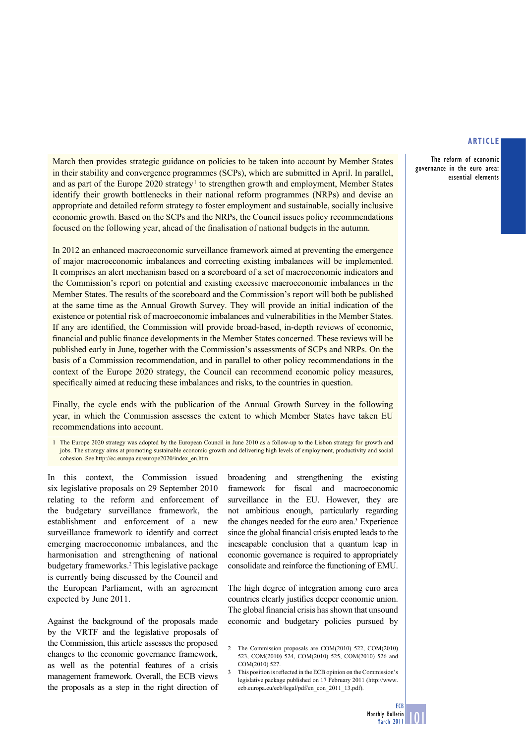March then provides strategic guidance on policies to be taken into account by Member States in their stability and convergence programmes (SCPs), which are submitted in April. In parallel, and as part of the Europe 2020 strategy[1] to strengthen growth and employment, Member States identify their growth bottlenecks in their national reform programmes (NRPs) and devise an appropriate and detailed reform strategy to foster employment and sustainable, socially inclusive economic growth. Based on the SCPs and the NRPs, the Council issues policy recommendations focused on the following year, ahead of the finalisation of national budgets in the autumn.

In 2012 an enhanced macroeconomic surveillance framework aimed at preventing the emergence of major macroeconomic imbalances and correcting existing imbalances will be implemented. It comprises an alert mechanism based on a scoreboard of a set of macroeconomic indicators and the Commission's report on potential and existing excessive macroeconomic imbalances in the Member States. The results of the scoreboard and the Commission's report will both be published at the same time as the Annual Growth Survey. They will provide an initial indication of the existence or potential risk of macroeconomic imbalances and vulnerabilities in the Member States. If any are identified, the Commission will provide broad-based, in-depth reviews of economic, financial and public finance developments in the Member States concerned. These reviews will be published early in June, together with the Commission's assessments of SCPs and NRPs. On the basis of a Commission recommendation, and in parallel to other policy recommendations in the context of the Europe 2020 strategy, the Council can recommend economic policy measures, specifically aimed at reducing these imbalances and risks, to the countries in question.

Finally, the cycle ends with the publication of the Annual Growth Survey in the following year, in which the Commission assesses the extent to which Member States have taken EU recommendations into account.

1 The Europe 2020 strategy was adopted by the European Council in June 2010 as a follow-up to the Lisbon strategy for growth and jobs. The strategy aims at promoting sustainable economic growth and delivering high levels of employment, productivity and social cohesion. See http://ec.europa.eu/europe2020/index_en.htm.

In this context, the Commission issued six legislative proposals on 29 September 2010 relating to the reform and enforcement of the budgetary surveillance framework, the establishment and enforcement of a new surveillance framework to identify and correct emerging macroeconomic imbalances, and the harmonisation and strengthening of national budgetary frameworks.[2] This legislative package is currently being discussed by the Council and the European Parliament, with an agreement expected by June 2011.

Against the background of the proposals made by the VRTF and the legislative proposals of the Commission, this article assesses the proposed changes to the economic governance framework, as well as the potential features of a crisis management framework. Overall, the ECB views the proposals as a step in the right direction of broadening and strengthening the existing framework for fiscal and macroeconomic surveillance in the EU. However, they are not ambitious enough, particularly regarding the changes needed for the euro area.[3] Experience since the global financial crisis erupted leads to the inescapable conclusion that a quantum leap in economic governance is required to appropriately consolidate and reinforce the functioning of EMU.

The high degree of integration among euro area countries clearly justifies deeper economic union. The global financial crisis has shown that unsound economic and budgetary policies pursued by

2 The Commission proposals are COM(2010) 522, COM(2010) 523, COM(2010) 524, COM(2010) 525, COM(2010) 526 and COM(2010) 527.

3 This position is reflected in the ECB opinion on the Commission's legislative package published on 17 February 2011 (http://www.ecb.europa.eu/ecb/legal/pdf/en_con_2011_13.pdf).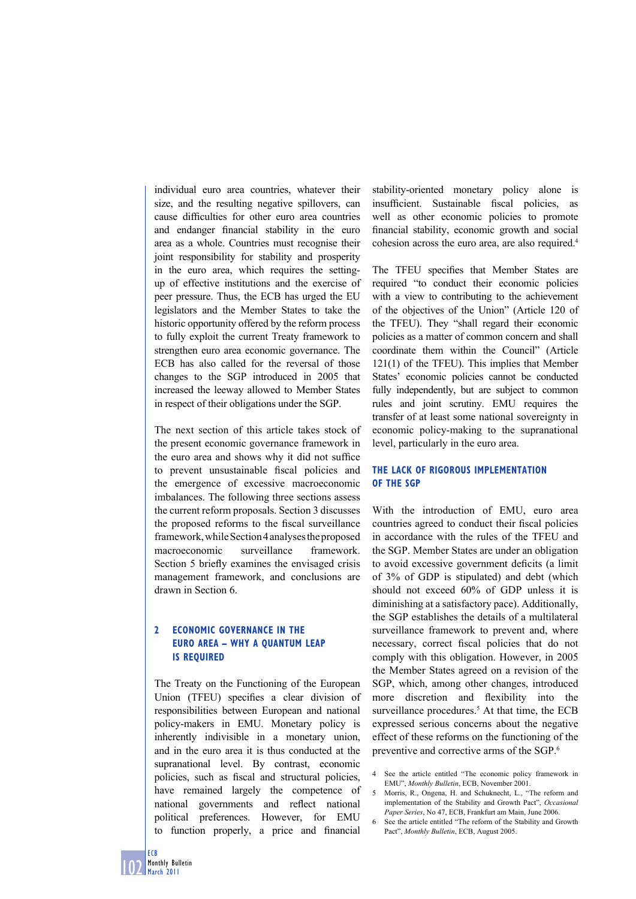individual euro area countries, whatever their size, and the resulting negative spillovers, can cause difficulties for other euro area countries and endanger financial stability in the euro area as a whole. Countries must recognise their joint responsibility for stability and prosperity in the euro area, which requires the setting-up of effective institutions and the exercise of peer pressure. Thus, the ECB has urged the EU legislators and the Member States to take the historic opportunity offered by the reform process to fully exploit the current Treaty framework to strengthen euro area economic governance. The ECB has also called for the reversal of those changes to the SGP introduced in 2005 that increased the leeway allowed to Member States in respect of their obligations under the SGP.

The next section of this article takes stock of the present economic governance framework in the euro area and shows why it did not suffice to prevent unsustainable fiscal policies and the emergence of excessive macroeconomic imbalances. The following three sections assess the current reform proposals. Section 3 discusses the proposed reforms to the fiscal surveillance framework, while Section 4 analyses the proposed macroeconomic surveillance framework. Section 5 briefly examines the envisaged crisis management framework, and conclusions are drawn in Section 6.

## 2 ECONOMIC GOVERNANCE IN THE EURO AREA – WHY A QUANTUM LEAP IS REQUIRED

The Treaty on the Functioning of the European Union (TFEU) specifies a clear division of responsibilities between European and national policy-makers in EMU. Monetary policy is inherently indivisible in a monetary union, and in the euro area it is thus conducted at the supranational level. By contrast, economic policies, such as fiscal and structural policies, have remained largely the competence of national governments and reflect national political preferences. However, for EMU to function properly, a price and financial stability-oriented monetary policy alone is insufficient. Sustainable fiscal policies, as well as other economic policies to promote financial stability, economic growth and social cohesion across the euro area, are also required.[4]

The TFEU specifies that Member States are required "to conduct their economic policies with a view to contributing to the achievement of the objectives of the Union" (Article 120 of the TFEU). They "shall regard their economic policies as a matter of common concern and shall coordinate them within the Council" (Article 121(1) of the TFEU). This implies that Member States' economic policies cannot be conducted fully independently, but are subject to common rules and joint scrutiny. EMU requires the transfer of at least some national sovereignty in economic policy-making to the supranational level, particularly in the euro area.

### THE LACK OF RIGOROUS IMPLEMENTATION OF THE SGP

With the introduction of EMU, euro area countries agreed to conduct their fiscal policies in accordance with the rules of the TFEU and the SGP. Member States are under an obligation to avoid excessive government deficits (a limit of 3% of GDP is stipulated) and debt (which should not exceed 60% of GDP unless it is diminishing at a satisfactory pace). Additionally, the SGP establishes the details of a multilateral surveillance framework to prevent and, where necessary, correct fiscal policies that do not comply with this obligation. However, in 2005 the Member States agreed on a revision of the SGP, which, among other changes, introduced more discretion and flexibility into the surveillance procedures.[5] At that time, the ECB expressed serious concerns about the negative effect of these reforms on the functioning of the preventive and corrective arms of the SGP.[6]

4 See the article entitled "The economic policy framework in EMU", *Monthly Bulletin*, ECB, November 2001.

5 Morris, R., Ongena, H. and Schuknecht, L., "The reform and implementation of the Stability and Growth Pact", *Occasional Paper Series*, No 47, ECB, Frankfurt am Main, June 2006.

6 See the article entitled "The reform of the Stability and Growth Pact", *Monthly Bulletin*, ECB, August 2005.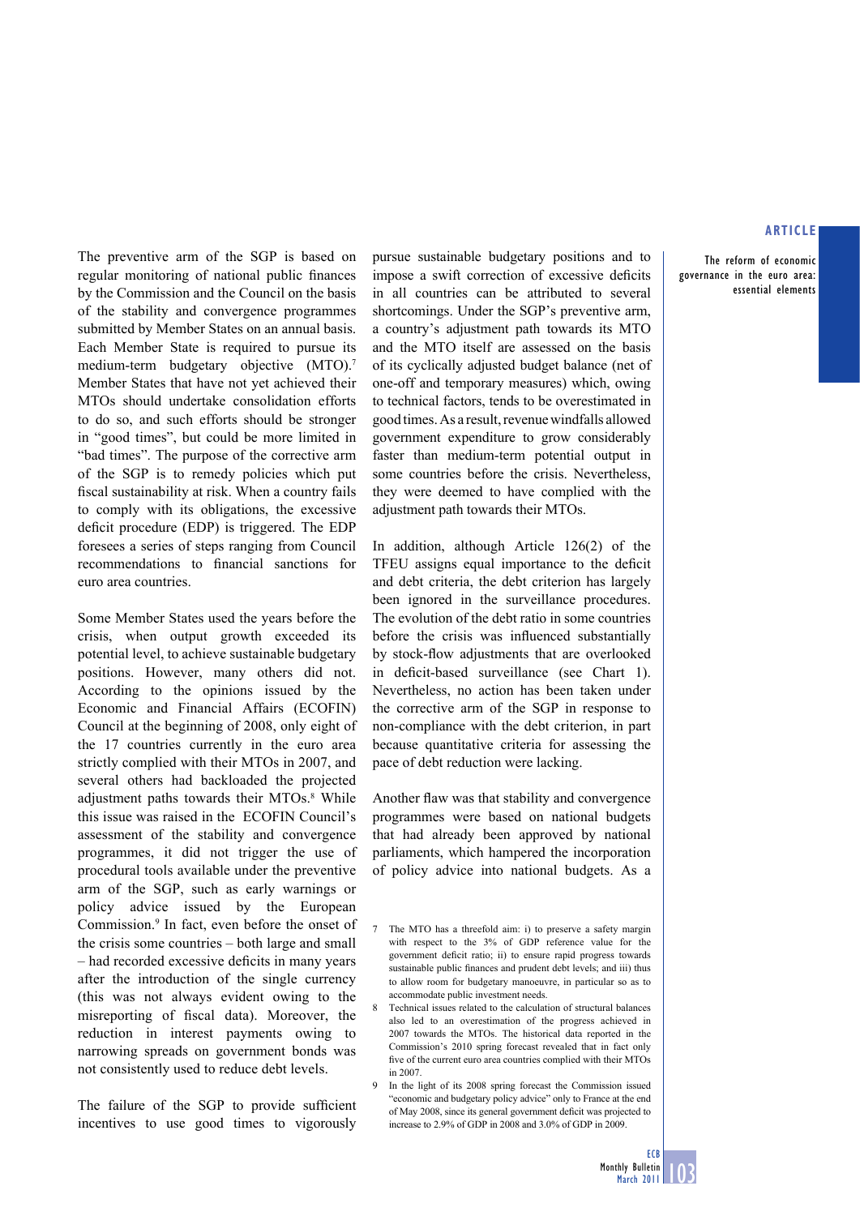The preventive arm of the SGP is based on regular monitoring of national public finances by the Commission and the Council on the basis of the stability and convergence programmes submitted by Member States on an annual basis. Each Member State is required to pursue its medium-term budgetary objective (MTO).[7] Member States that have not yet achieved their MTOs should undertake consolidation efforts to do so, and such efforts should be stronger in "good times", but could be more limited in "bad times". The purpose of the corrective arm of the SGP is to remedy policies which put fiscal sustainability at risk. When a country fails to comply with its obligations, the excessive deficit procedure (EDP) is triggered. The EDP foresees a series of steps ranging from Council recommendations to financial sanctions for euro area countries.

Some Member States used the years before the crisis, when output growth exceeded its potential level, to achieve sustainable budgetary positions. However, many others did not. According to the opinions issued by the Economic and Financial Affairs (ECOFIN) Council at the beginning of 2008, only eight of the 17 countries currently in the euro area strictly complied with their MTOs in 2007, and several others had backloaded the projected adjustment paths towards their MTOs.[8] While this issue was raised in the ECOFIN Council's assessment of the stability and convergence programmes, it did not trigger the use of procedural tools available under the preventive arm of the SGP, such as early warnings or policy advice issued by the European Commission.[9] In fact, even before the onset of the crisis some countries – both large and small – had recorded excessive deficits in many years after the introduction of the single currency (this was not always evident owing to the misreporting of fiscal data). Moreover, the reduction in interest payments owing to narrowing spreads on government bonds was not consistently used to reduce debt levels.

The failure of the SGP to provide sufficient incentives to use good times to vigorously pursue sustainable budgetary positions and to impose a swift correction of excessive deficits in all countries can be attributed to several shortcomings. Under the SGP's preventive arm, a country's adjustment path towards its MTO and the MTO itself are assessed on the basis of its cyclically adjusted budget balance (net of one-off and temporary measures) which, owing to technical factors, tends to be overestimated in good times. As a result, revenue windfalls allowed government expenditure to grow considerably faster than medium-term potential output in some countries before the crisis. Nevertheless, they were deemed to have complied with the adjustment path towards their MTOs.

In addition, although Article 126(2) of the TFEU assigns equal importance to the deficit and debt criteria, the debt criterion has largely been ignored in the surveillance procedures. The evolution of the debt ratio in some countries before the crisis was influenced substantially by stock-flow adjustments that are overlooked in deficit-based surveillance (see Chart 1). Nevertheless, no action has been taken under the corrective arm of the SGP in response to non-compliance with the debt criterion, in part because quantitative criteria for assessing the pace of debt reduction were lacking.

Another flaw was that stability and convergence programmes were based on national budgets that had already been approved by national parliaments, which hampered the incorporation of policy advice into national budgets. As a

7 The MTO has a threefold aim: i) to preserve a safety margin with respect to the 3% of GDP reference value for the government deficit ratio; ii) to ensure rapid progress towards sustainable public finances and prudent debt levels; and iii) thus to allow room for budgetary manoeuvre, in particular so as to accommodate public investment needs.

8 Technical issues related to the calculation of structural balances also led to an overestimation of the progress achieved in 2007 towards the MTOs. The historical data reported in the Commission's 2010 spring forecast revealed that in fact only five of the current euro area countries complied with their MTOs in 2007.

9 In the light of its 2008 spring forecast the Commission issued "economic and budgetary policy advice" only to France at the end of May 2008, since its general government deficit was projected to increase to 2.9% of GDP in 2008 and 3.0% of GDP in 2009.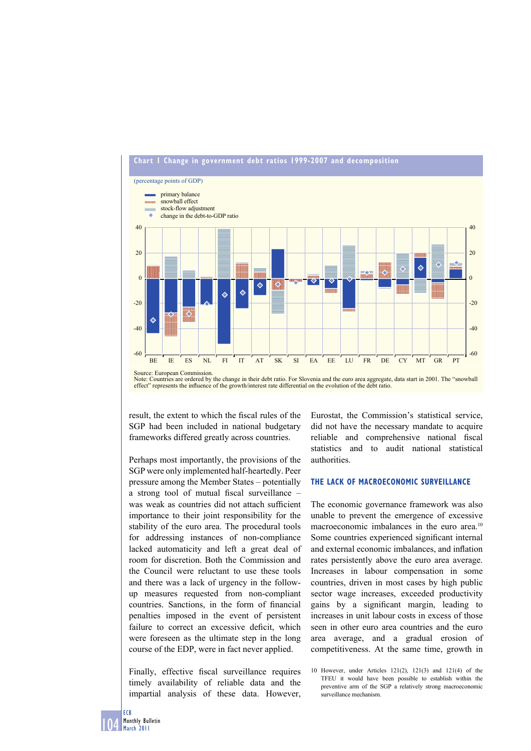**Chart 1 Change in government debt ratios 1999-2007 and decomposition**

(percentage points of GDP)

- primary balance
- snowball effect
- stock-flow adjustment
- change in the debt-to-GDP ratio

Source: European Commission.
Note: Countries are ordered by the change in their debt ratio. For Slovenia and the euro area aggregate, data start in 2001. The "snowball effect" represents the influence of the growth/interest rate differential on the evolution of the debt ratio.

result, the extent to which the fiscal rules of the SGP had been included in national budgetary frameworks differed greatly across countries.

Perhaps most importantly, the provisions of the SGP were only implemented half-heartedly. Peer pressure among the Member States – potentially a strong tool of mutual fiscal surveillance – was weak as countries did not attach sufficient importance to their joint responsibility for the stability of the euro area. The procedural tools for addressing instances of non-compliance lacked automaticity and left a great deal of room for discretion. Both the Commission and the Council were reluctant to use these tools and there was a lack of urgency in the follow-up measures requested from non-compliant countries. Sanctions, in the form of financial penalties imposed in the event of persistent failure to correct an excessive deficit, which were foreseen as the ultimate step in the long course of the EDP, were in fact never applied.

Finally, effective fiscal surveillance requires timely availability of reliable data and the impartial analysis of these data. However, Eurostat, the Commission's statistical service, did not have the necessary mandate to acquire reliable and comprehensive national fiscal statistics and to audit national statistical authorities.

## THE LACK OF MACROECONOMIC SURVEILLANCE

The economic governance framework was also unable to prevent the emergence of excessive macroeconomic imbalances in the euro area.[10] Some countries experienced significant internal and external economic imbalances, and inflation rates persistently above the euro area average. Increases in labour compensation in some countries, driven in most cases by high public sector wage increases, exceeded productivity gains by a significant margin, leading to increases in unit labour costs in excess of those seen in other euro area countries and the euro area average, and a gradual erosion of competitiveness. At the same time, growth in

10 However, under Articles 121(2), 121(3) and 121(4) of the TFEU it would have been possible to establish within the preventive arm of the SGP a relatively strong macroeconomic surveillance mechanism.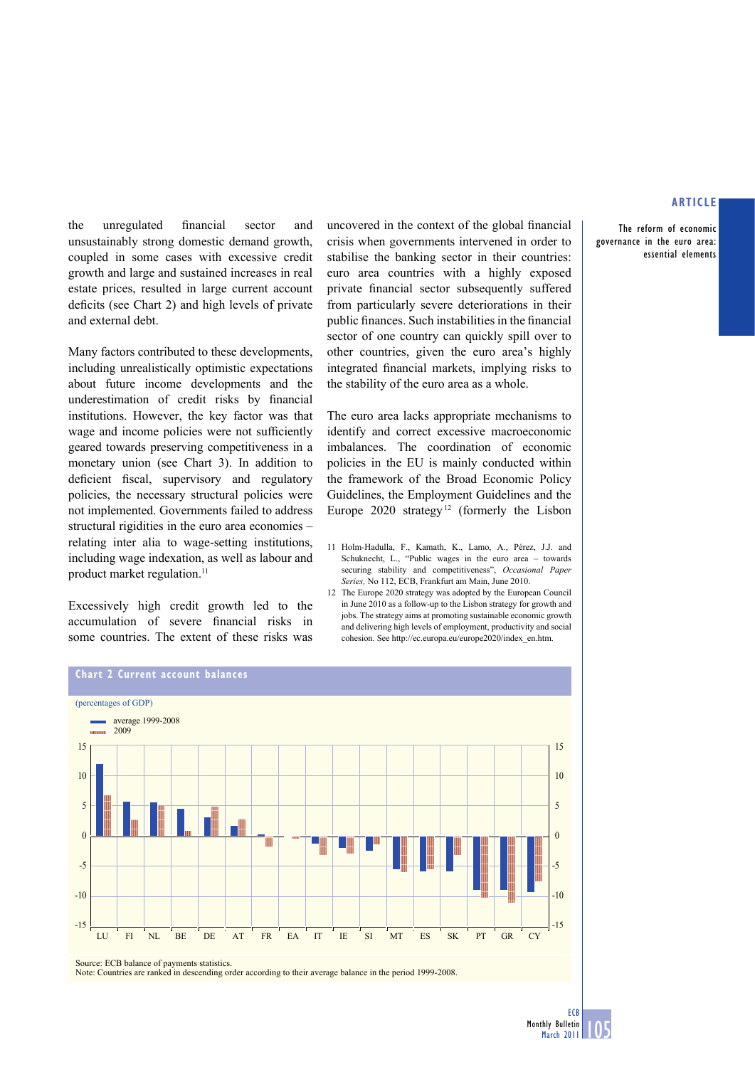the unregulated financial sector and unsustainably strong domestic demand growth, coupled in some cases with excessive credit growth and large and sustained increases in real estate prices, resulted in large current account deficits (see Chart 2) and high levels of private and external debt.

Many factors contributed to these developments, including unrealistically optimistic expectations about future income developments and the underestimation of credit risks by financial institutions. However, the key factor was that wage and income policies were not sufficiently geared towards preserving competitiveness in a monetary union (see Chart 3). In addition to deficient fiscal, supervisory and regulatory policies, the necessary structural policies were not implemented. Governments failed to address structural rigidities in the euro area economies – relating inter alia to wage-setting institutions, including wage indexation, as well as labour and product market regulation.[11]

Excessively high credit growth led to the accumulation of severe financial risks in some countries. The extent of these risks was uncovered in the context of the global financial crisis when governments intervened in order to stabilise the banking sector in their countries: euro area countries with a highly exposed private financial sector subsequently suffered from particularly severe deteriorations in their public finances. Such instabilities in the financial sector of one country can quickly spill over to other countries, given the euro area's highly integrated financial markets, implying risks to the stability of the euro area as a whole.

The euro area lacks appropriate mechanisms to identify and correct excessive macroeconomic imbalances. The coordination of economic policies in the EU is mainly conducted within the framework of the Broad Economic Policy Guidelines, the Employment Guidelines and the Europe 2020 strategy[12] (formerly the Lisbon

11 Holm-Hadulla, F., Kamath, K., Lamo, A., Pérez, J.J. and Schuknecht, L., "Public wages in the euro area – towards securing stability and competitiveness", *Occasional Paper Series*, No 112, ECB, Frankfurt am Main, June 2010.

12 The Europe 2020 strategy was adopted by the European Council in June 2010 as a follow-up to the Lisbon strategy for growth and jobs. The strategy aims at promoting sustainable economic growth and delivering high levels of employment, productivity and social cohesion. See http://ec.europa.eu/europe2020/index_en.htm.

**Chart 2 Current account balances**

(percentages of GDP)

- average 1999-2008
- 2009

Countries: LU, FI, NL, BE, DE, AT, FR, EA, IT, IE, SI, MT, ES, SK, PT, GR, CY

Source: ECB balance of payments statistics.
Note: Countries are ranked in descending order according to their average balance in the period 1999-2008.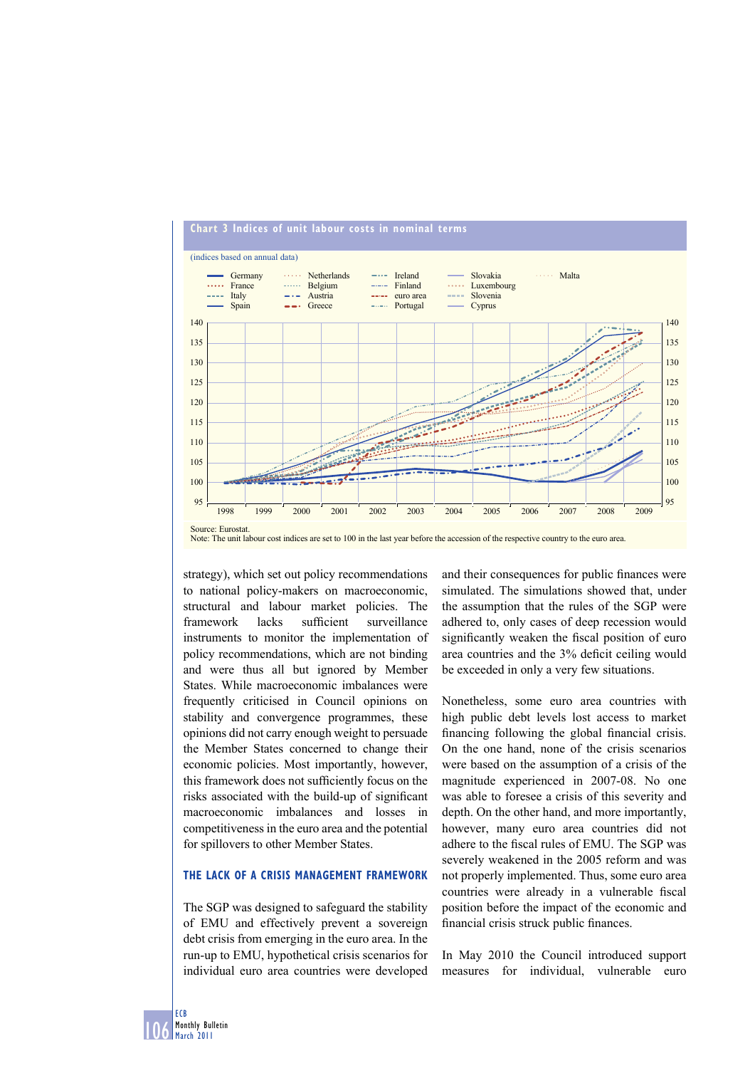**Chart 3 Indices of unit labour costs in nominal terms**

(indices based on annual data)

Source: Eurostat.
Note: The unit labour cost indices are set to 100 in the last year before the accession of the respective country to the euro area.

strategy), which set out policy recommendations to national policy-makers on macroeconomic, structural and labour market policies. The framework lacks sufficient surveillance instruments to monitor the implementation of policy recommendations, which are not binding and were thus all but ignored by Member States. While macroeconomic imbalances were frequently criticised in Council opinions on stability and convergence programmes, these opinions did not carry enough weight to persuade the Member States concerned to change their economic policies. Most importantly, however, this framework does not sufficiently focus on the risks associated with the build-up of significant macroeconomic imbalances and losses in competitiveness in the euro area and the potential for spillovers to other Member States.

## THE LACK OF A CRISIS MANAGEMENT FRAMEWORK

The SGP was designed to safeguard the stability of EMU and effectively prevent a sovereign debt crisis from emerging in the euro area. In the run-up to EMU, hypothetical crisis scenarios for individual euro area countries were developed and their consequences for public finances were simulated. The simulations showed that, under the assumption that the rules of the SGP were adhered to, only cases of deep recession would significantly weaken the fiscal position of euro area countries and the 3% deficit ceiling would be exceeded in only a very few situations.

Nonetheless, some euro area countries with high public debt levels lost access to market financing following the global financial crisis. On the one hand, none of the crisis scenarios were based on the assumption of a crisis of the magnitude experienced in 2007-08. No one was able to foresee a crisis of this severity and depth. On the other hand, and more importantly, however, many euro area countries did not adhere to the fiscal rules of EMU. The SGP was severely weakened in the 2005 reform and was not properly implemented. Thus, some euro area countries were already in a vulnerable fiscal position before the impact of the economic and financial crisis struck public finances.

In May 2010 the Council introduced support measures for individual, vulnerable euro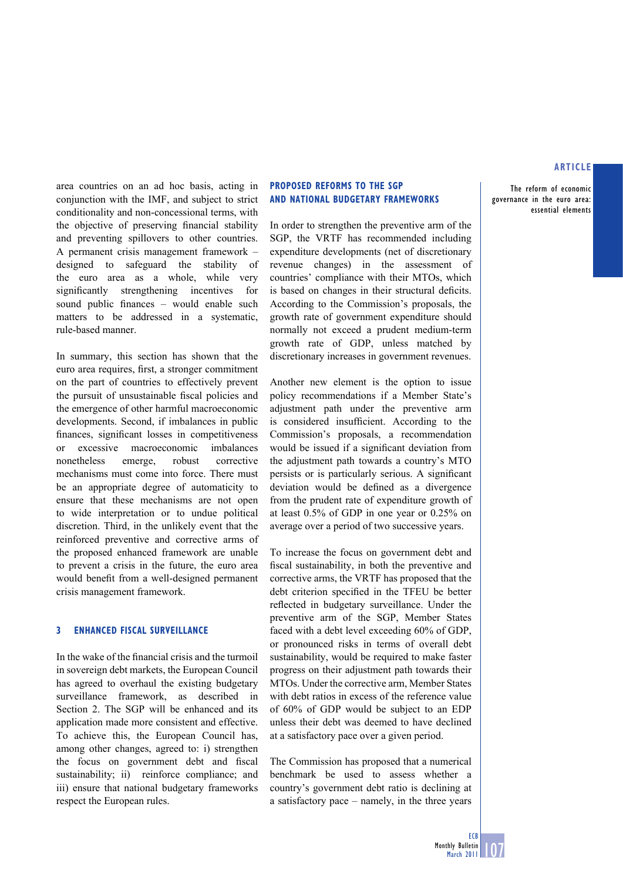area countries on an ad hoc basis, acting in conjunction with the IMF, and subject to strict conditionality and non-concessional terms, with the objective of preserving financial stability and preventing spillovers to other countries. A permanent crisis management framework – designed to safeguard the stability of the euro area as a whole, while very significantly strengthening incentives for sound public finances – would enable such matters to be addressed in a systematic, rule-based manner.

In summary, this section has shown that the euro area requires, first, a stronger commitment on the part of countries to effectively prevent the pursuit of unsustainable fiscal policies and the emergence of other harmful macroeconomic developments. Second, if imbalances in public finances, significant losses in competitiveness or excessive macroeconomic imbalances nonetheless emerge, robust corrective mechanisms must come into force. There must be an appropriate degree of automaticity to ensure that these mechanisms are not open to wide interpretation or to undue political discretion. Third, in the unlikely event that the reinforced preventive and corrective arms of the proposed enhanced framework are unable to prevent a crisis in the future, the euro area would benefit from a well-designed permanent crisis management framework.

## 3 ENHANCED FISCAL SURVEILLANCE

In the wake of the financial crisis and the turmoil in sovereign debt markets, the European Council has agreed to overhaul the existing budgetary surveillance framework, as described in Section 2. The SGP will be enhanced and its application made more consistent and effective. To achieve this, the European Council has, among other changes, agreed to: i) strengthen the focus on government debt and fiscal sustainability; ii) reinforce compliance; and iii) ensure that national budgetary frameworks respect the European rules.

### PROPOSED REFORMS TO THE SGP AND NATIONAL BUDGETARY FRAMEWORKS

In order to strengthen the preventive arm of the SGP, the VRTF has recommended including expenditure developments (net of discretionary revenue changes) in the assessment of countries' compliance with their MTOs, which is based on changes in their structural deficits. According to the Commission's proposals, the growth rate of government expenditure should normally not exceed a prudent medium-term growth rate of GDP, unless matched by discretionary increases in government revenues.

Another new element is the option to issue policy recommendations if a Member State's adjustment path under the preventive arm is considered insufficient. According to the Commission's proposals, a recommendation would be issued if a significant deviation from the adjustment path towards a country's MTO persists or is particularly serious. A significant deviation would be defined as a divergence from the prudent rate of expenditure growth of at least 0.5% of GDP in one year or 0.25% on average over a period of two successive years.

To increase the focus on government debt and fiscal sustainability, in both the preventive and corrective arms, the VRTF has proposed that the debt criterion specified in the TFEU be better reflected in budgetary surveillance. Under the preventive arm of the SGP, Member States faced with a debt level exceeding 60% of GDP, or pronounced risks in terms of overall debt sustainability, would be required to make faster progress on their adjustment path towards their MTOs. Under the corrective arm, Member States with debt ratios in excess of the reference value of 60% of GDP would be subject to an EDP unless their debt was deemed to have declined at a satisfactory pace over a given period.

The Commission has proposed that a numerical benchmark be used to assess whether a country's government debt ratio is declining at a satisfactory pace – namely, in the three years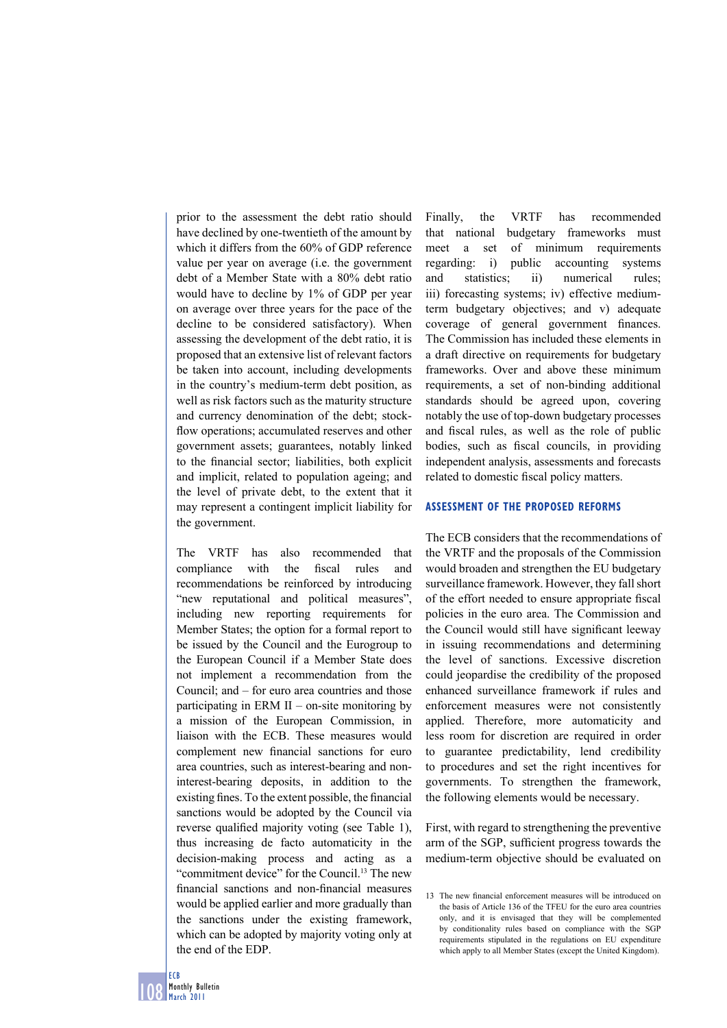prior to the assessment the debt ratio should have declined by one-twentieth of the amount by which it differs from the 60% of GDP reference value per year on average (i.e. the government debt of a Member State with a 80% debt ratio would have to decline by 1% of GDP per year on average over three years for the pace of the decline to be considered satisfactory). When assessing the development of the debt ratio, it is proposed that an extensive list of relevant factors be taken into account, including developments in the country's medium-term debt position, as well as risk factors such as the maturity structure and currency denomination of the debt; stock-flow operations; accumulated reserves and other government assets; guarantees, notably linked to the financial sector; liabilities, both explicit and implicit, related to population ageing; and the level of private debt, to the extent that it may represent a contingent implicit liability for the government.

The VRTF has also recommended that compliance with the fiscal rules and recommendations be reinforced by introducing "new reputational and political measures", including new reporting requirements for Member States; the option for a formal report to be issued by the Council and the Eurogroup to the European Council if a Member State does not implement a recommendation from the Council; and – for euro area countries and those participating in ERM II – on-site monitoring by a mission of the European Commission, in liaison with the ECB. These measures would complement new financial sanctions for euro area countries, such as interest-bearing and non-interest-bearing deposits, in addition to the existing fines. To the extent possible, the financial sanctions would be adopted by the Council via reverse qualified majority voting (see Table 1), thus increasing de facto automaticity in the decision-making process and acting as a "commitment device" for the Council.[13] The new financial sanctions and non-financial measures would be applied earlier and more gradually than the sanctions under the existing framework, which can be adopted by majority voting only at the end of the EDP.

Finally, the VRTF has recommended that national budgetary frameworks must meet a set of minimum requirements regarding: i) public accounting systems and statistics; ii) numerical rules; iii) forecasting systems; iv) effective medium-term budgetary objectives; and v) adequate coverage of general government finances. The Commission has included these elements in a draft directive on requirements for budgetary frameworks. Over and above these minimum requirements, a set of non-binding additional standards should be agreed upon, covering notably the use of top-down budgetary processes and fiscal rules, as well as the role of public bodies, such as fiscal councils, in providing independent analysis, assessments and forecasts related to domestic fiscal policy matters.

## ASSESSMENT OF THE PROPOSED REFORMS

The ECB considers that the recommendations of the VRTF and the proposals of the Commission would broaden and strengthen the EU budgetary surveillance framework. However, they fall short of the effort needed to ensure appropriate fiscal policies in the euro area. The Commission and the Council would still have significant leeway in issuing recommendations and determining the level of sanctions. Excessive discretion could jeopardise the credibility of the proposed enhanced surveillance framework if rules and enforcement measures were not consistently applied. Therefore, more automaticity and less room for discretion are required in order to guarantee predictability, lend credibility to procedures and set the right incentives for governments. To strengthen the framework, the following elements would be necessary.

First, with regard to strengthening the preventive arm of the SGP, sufficient progress towards the medium-term objective should be evaluated on

13 The new financial enforcement measures will be introduced on the basis of Article 136 of the TFEU for the euro area countries only, and it is envisaged that they will be complemented by conditionality rules based on compliance with the SGP requirements stipulated in the regulations on EU expenditure which apply to all Member States (except the United Kingdom).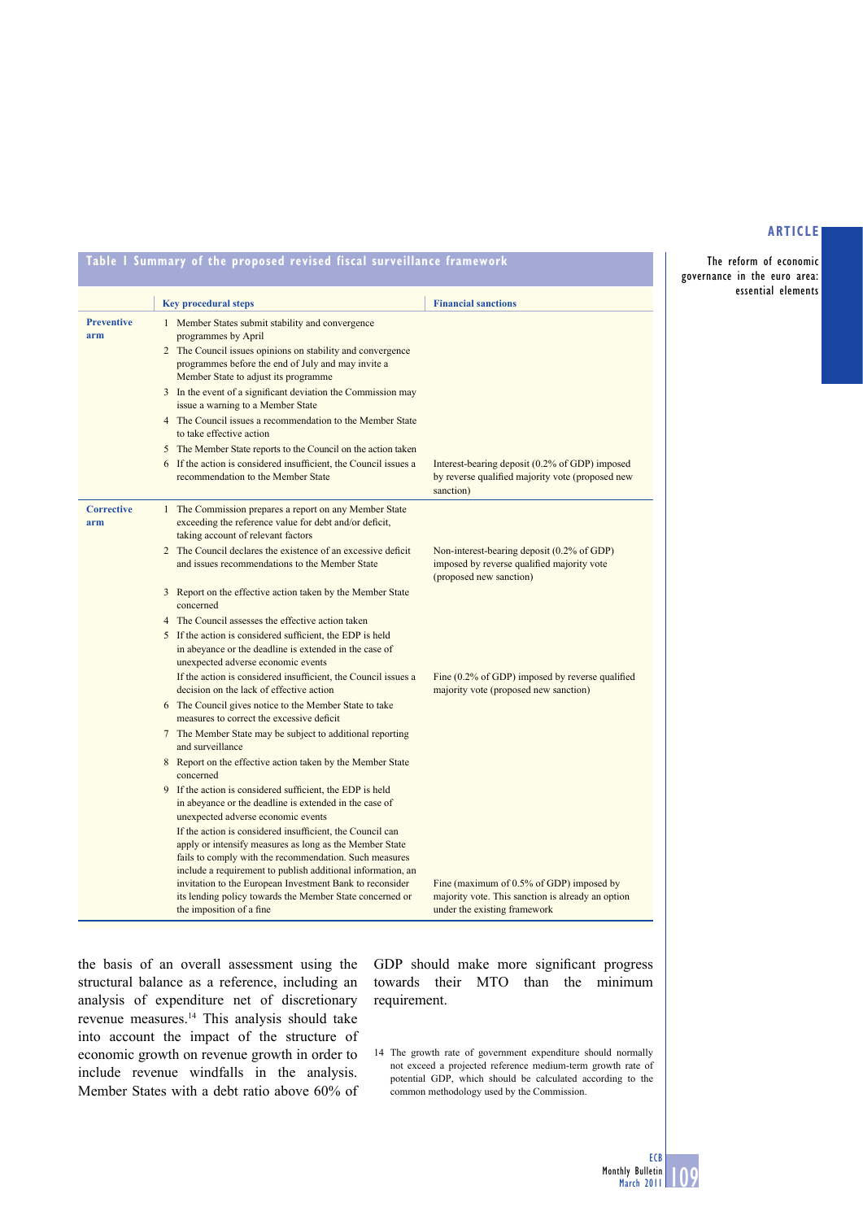**Table 1 Summary of the proposed revised fiscal surveillance framework**

| | Key procedural steps | Financial sanctions |
|---|---|---|
| **Preventive arm** | 1 Member States submit stability and convergence programmes by April | |
| | 2 The Council issues opinions on stability and convergence programmes before the end of July and may invite a Member State to adjust its programme | |
| | 3 In the event of a significant deviation the Commission may issue a warning to a Member State | |
| | 4 The Council issues a recommendation to the Member State to take effective action | |
| | 5 The Member State reports to the Council on the action taken | |
| | 6 If the action is considered insufficient, the Council issues a recommendation to the Member State | Interest-bearing deposit (0.2% of GDP) imposed by reverse qualified majority vote (proposed new sanction) |
| **Corrective arm** | 1 The Commission prepares a report on any Member State exceeding the reference value for debt and/or deficit, taking account of relevant factors | |
| | 2 The Council declares the existence of an excessive deficit and issues recommendations to the Member State | Non-interest-bearing deposit (0.2% of GDP) imposed by reverse qualified majority vote (proposed new sanction) |
| | 3 Report on the effective action taken by the Member State concerned | |
| | 4 The Council assesses the effective action taken | |
| | 5 If the action is considered sufficient, the EDP is held in abeyance or the deadline is extended in the case of unexpected adverse economic events | |
| | If the action is considered insufficient, the Council issues a decision on the lack of effective action | Fine (0.2% of GDP) imposed by reverse qualified majority vote (proposed new sanction) |
| | 6 The Council gives notice to the Member State to take measures to correct the excessive deficit | |
| | 7 The Member State may be subject to additional reporting and surveillance | |
| | 8 Report on the effective action taken by the Member State concerned | |
| | 9 If the action is considered sufficient, the EDP is held in abeyance or the deadline is extended in the case of unexpected adverse economic events | |
| | If the action is considered insufficient, the Council can apply or intensify measures as long as the Member State fails to comply with the recommendation. Such measures include a requirement to publish additional information, an invitation to the European Investment Bank to reconsider its lending policy towards the Member State concerned or the imposition of a fine | Fine (maximum of 0.5% of GDP) imposed by majority vote. This sanction is already an option under the existing framework |

the basis of an overall assessment using the structural balance as a reference, including an analysis of expenditure net of discretionary revenue measures.[14] This analysis should take into account the impact of the structure of economic growth on revenue growth in order to include revenue windfalls in the analysis. Member States with a debt ratio above 60% of GDP should make more significant progress towards their MTO than the minimum requirement.

14 The growth rate of government expenditure should normally not exceed a projected reference medium-term growth rate of potential GDP, which should be calculated according to the common methodology used by the Commission.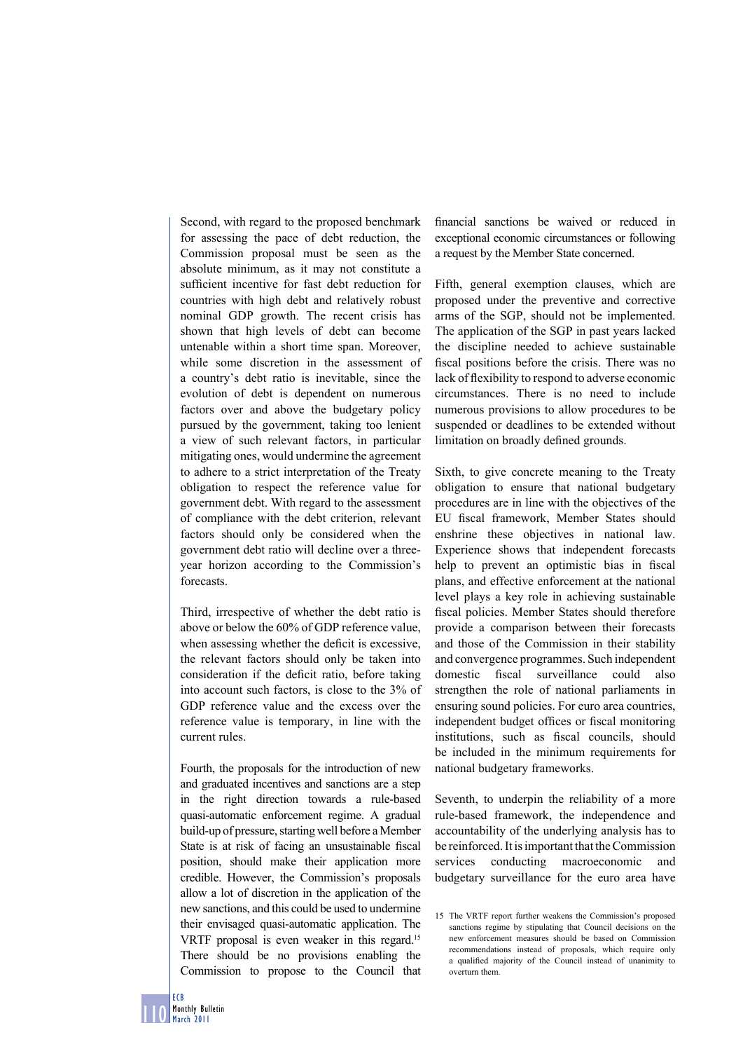Second, with regard to the proposed benchmark for assessing the pace of debt reduction, the Commission proposal must be seen as the absolute minimum, as it may not constitute a sufficient incentive for fast debt reduction for countries with high debt and relatively robust nominal GDP growth. The recent crisis has shown that high levels of debt can become untenable within a short time span. Moreover, while some discretion in the assessment of a country's debt ratio is inevitable, since the evolution of debt is dependent on numerous factors over and above the budgetary policy pursued by the government, taking too lenient a view of such relevant factors, in particular mitigating ones, would undermine the agreement to adhere to a strict interpretation of the Treaty obligation to respect the reference value for government debt. With regard to the assessment of compliance with the debt criterion, relevant factors should only be considered when the government debt ratio will decline over a three-year horizon according to the Commission's forecasts.

Third, irrespective of whether the debt ratio is above or below the 60% of GDP reference value, when assessing whether the deficit is excessive, the relevant factors should only be taken into consideration if the deficit ratio, before taking into account such factors, is close to the 3% of GDP reference value and the excess over the reference value is temporary, in line with the current rules.

Fourth, the proposals for the introduction of new and graduated incentives and sanctions are a step in the right direction towards a rule-based quasi-automatic enforcement regime. A gradual build-up of pressure, starting well before a Member State is at risk of facing an unsustainable fiscal position, should make their application more credible. However, the Commission's proposals allow a lot of discretion in the application of the new sanctions, and this could be used to undermine their envisaged quasi-automatic application. The VRTF proposal is even weaker in this regard.[15] There should be no provisions enabling the Commission to propose to the Council that financial sanctions be waived or reduced in exceptional economic circumstances or following a request by the Member State concerned.

Fifth, general exemption clauses, which are proposed under the preventive and corrective arms of the SGP, should not be implemented. The application of the SGP in past years lacked the discipline needed to achieve sustainable fiscal positions before the crisis. There was no lack of flexibility to respond to adverse economic circumstances. There is no need to include numerous provisions to allow procedures to be suspended or deadlines to be extended without limitation on broadly defined grounds.

Sixth, to give concrete meaning to the Treaty obligation to ensure that national budgetary procedures are in line with the objectives of the EU fiscal framework, Member States should enshrine these objectives in national law. Experience shows that independent forecasts help to prevent an optimistic bias in fiscal plans, and effective enforcement at the national level plays a key role in achieving sustainable fiscal policies. Member States should therefore provide a comparison between their forecasts and those of the Commission in their stability and convergence programmes. Such independent domestic fiscal surveillance could also strengthen the role of national parliaments in ensuring sound policies. For euro area countries, independent budget offices or fiscal monitoring institutions, such as fiscal councils, should be included in the minimum requirements for national budgetary frameworks.

Seventh, to underpin the reliability of a more rule-based framework, the independence and accountability of the underlying analysis has to be reinforced. It is important that the Commission services conducting macroeconomic and budgetary surveillance for the euro area have

15 The VRTF report further weakens the Commission's proposed sanctions regime by stipulating that Council decisions on the new enforcement measures should be based on Commission recommendations instead of proposals, which require only a qualified majority of the Council instead of unanimity to overturn them.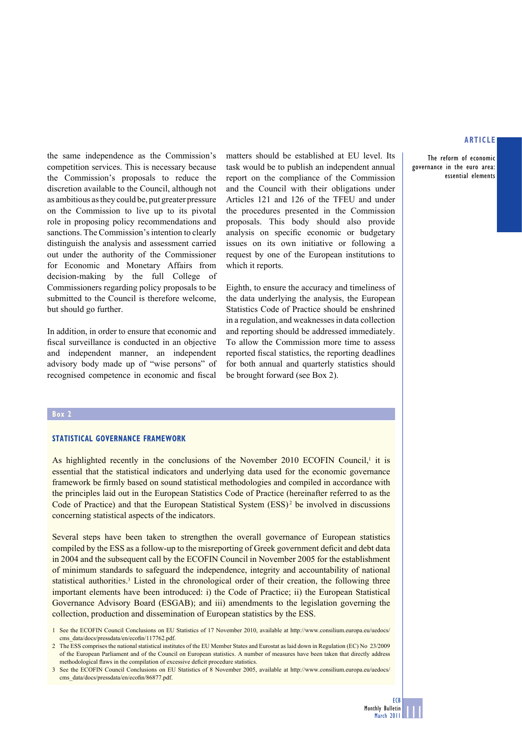the same independence as the Commission's competition services. This is necessary because the Commission's proposals to reduce the discretion available to the Council, although not as ambitious as they could be, put greater pressure on the Commission to live up to its pivotal role in proposing policy recommendations and sanctions. The Commission's intention to clearly distinguish the analysis and assessment carried out under the authority of the Commissioner for Economic and Monetary Affairs from decision-making by the full College of Commissioners regarding policy proposals to be submitted to the Council is therefore welcome, but should go further.

In addition, in order to ensure that economic and fiscal surveillance is conducted in an objective and independent manner, an independent advisory body made up of "wise persons" of recognised competence in economic and fiscal matters should be established at EU level. Its task would be to publish an independent annual report on the compliance of the Commission and the Council with their obligations under Articles 121 and 126 of the TFEU and under the procedures presented in the Commission proposals. This body should also provide analysis on specific economic or budgetary issues on its own initiative or following a request by one of the European institutions to which it reports.

Eighth, to ensure the accuracy and timeliness of the data underlying the analysis, the European Statistics Code of Practice should be enshrined in a regulation, and weaknesses in data collection and reporting should be addressed immediately. To allow the Commission more time to assess reported fiscal statistics, the reporting deadlines for both annual and quarterly statistics should be brought forward (see Box 2).

**Box 2**

### STATISTICAL GOVERNANCE FRAMEWORK

As highlighted recently in the conclusions of the November 2010 ECOFIN Council,[1] it is essential that the statistical indicators and underlying data used for the economic governance framework be firmly based on sound statistical methodologies and compiled in accordance with the principles laid out in the European Statistics Code of Practice (hereinafter referred to as the Code of Practice) and that the European Statistical System (ESS)[2] be involved in discussions concerning statistical aspects of the indicators.

Several steps have been taken to strengthen the overall governance of European statistics compiled by the ESS as a follow-up to the misreporting of Greek government deficit and debt data in 2004 and the subsequent call by the ECOFIN Council in November 2005 for the establishment of minimum standards to safeguard the independence, integrity and accountability of national statistical authorities.[3] Listed in the chronological order of their creation, the following three important elements have been introduced: i) the Code of Practice; ii) the European Statistical Governance Advisory Board (ESGAB); and iii) amendments to the legislation governing the collection, production and dissemination of European statistics by the ESS.

1 See the ECOFIN Council Conclusions on EU Statistics of 17 November 2010, available at http://www.consilium.europa.eu/uedocs/cms_data/docs/pressdata/en/ecofin/117762.pdf.

2 The ESS comprises the national statistical institutes of the EU Member States and Eurostat as laid down in Regulation (EC) No 23/2009 of the European Parliament and of the Council on European statistics. A number of measures have been taken that directly address methodological flaws in the compilation of excessive deficit procedure statistics.

3 See the ECOFIN Council Conclusions on EU Statistics of 8 November 2005, available at http://www.consilium.europa.eu/uedocs/cms_data/docs/pressdata/en/ecofin/86877.pdf.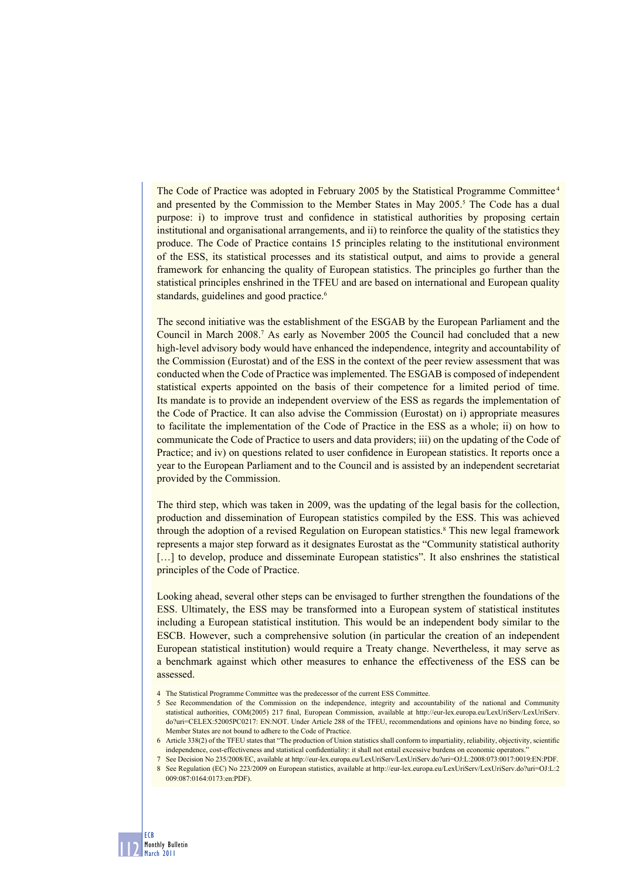The Code of Practice was adopted in February 2005 by the Statistical Programme Committee[4] and presented by the Commission to the Member States in May 2005.[5] The Code has a dual purpose: i) to improve trust and confidence in statistical authorities by proposing certain institutional and organisational arrangements, and ii) to reinforce the quality of the statistics they produce. The Code of Practice contains 15 principles relating to the institutional environment of the ESS, its statistical processes and its statistical output, and aims to provide a general framework for enhancing the quality of European statistics. The principles go further than the statistical principles enshrined in the TFEU and are based on international and European quality standards, guidelines and good practice.[6]

The second initiative was the establishment of the ESGAB by the European Parliament and the Council in March 2008.[7] As early as November 2005 the Council had concluded that a new high-level advisory body would have enhanced the independence, integrity and accountability of the Commission (Eurostat) and of the ESS in the context of the peer review assessment that was conducted when the Code of Practice was implemented. The ESGAB is composed of independent statistical experts appointed on the basis of their competence for a limited period of time. Its mandate is to provide an independent overview of the ESS as regards the implementation of the Code of Practice. It can also advise the Commission (Eurostat) on i) appropriate measures to facilitate the implementation of the Code of Practice in the ESS as a whole; ii) on how to communicate the Code of Practice to users and data providers; iii) on the updating of the Code of Practice; and iv) on questions related to user confidence in European statistics. It reports once a year to the European Parliament and to the Council and is assisted by an independent secretariat provided by the Commission.

The third step, which was taken in 2009, was the updating of the legal basis for the collection, production and dissemination of European statistics compiled by the ESS. This was achieved through the adoption of a revised Regulation on European statistics.[8] This new legal framework represents a major step forward as it designates Eurostat as the "Community statistical authority […] to develop, produce and disseminate European statistics". It also enshrines the statistical principles of the Code of Practice.

Looking ahead, several other steps can be envisaged to further strengthen the foundations of the ESS. Ultimately, the ESS may be transformed into a European system of statistical institutes including a European statistical institution. This would be an independent body similar to the ESCB. However, such a comprehensive solution (in particular the creation of an independent European statistical institution) would require a Treaty change. Nevertheless, it may serve as a benchmark against which other measures to enhance the effectiveness of the ESS can be assessed.

4 The Statistical Programme Committee was the predecessor of the current ESS Committee.

5 See Recommendation of the Commission on the independence, integrity and accountability of the national and Community statistical authorities, COM(2005) 217 final, European Commission, available at http://eur-lex.europa.eu/LexUriServ/LexUriServ.do?uri=CELEX:52005PC0217: EN:NOT. Under Article 288 of the TFEU, recommendations and opinions have no binding force, so Member States are not bound to adhere to the Code of Practice.

6 Article 338(2) of the TFEU states that "The production of Union statistics shall conform to impartiality, reliability, objectivity, scientific independence, cost-effectiveness and statistical confidentiality: it shall not entail excessive burdens on economic operators."

7 See Decision No 235/2008/EC, available at http://eur-lex.europa.eu/LexUriServ/LexUriServ.do?uri=OJ:L:2008:073:0017:0019:EN:PDF.

8 See Regulation (EC) No 223/2009 on European statistics, available at http://eur-lex.europa.eu/LexUriServ/LexUriServ.do?uri=OJ:L:2009:087:0164:0173:en:PDF).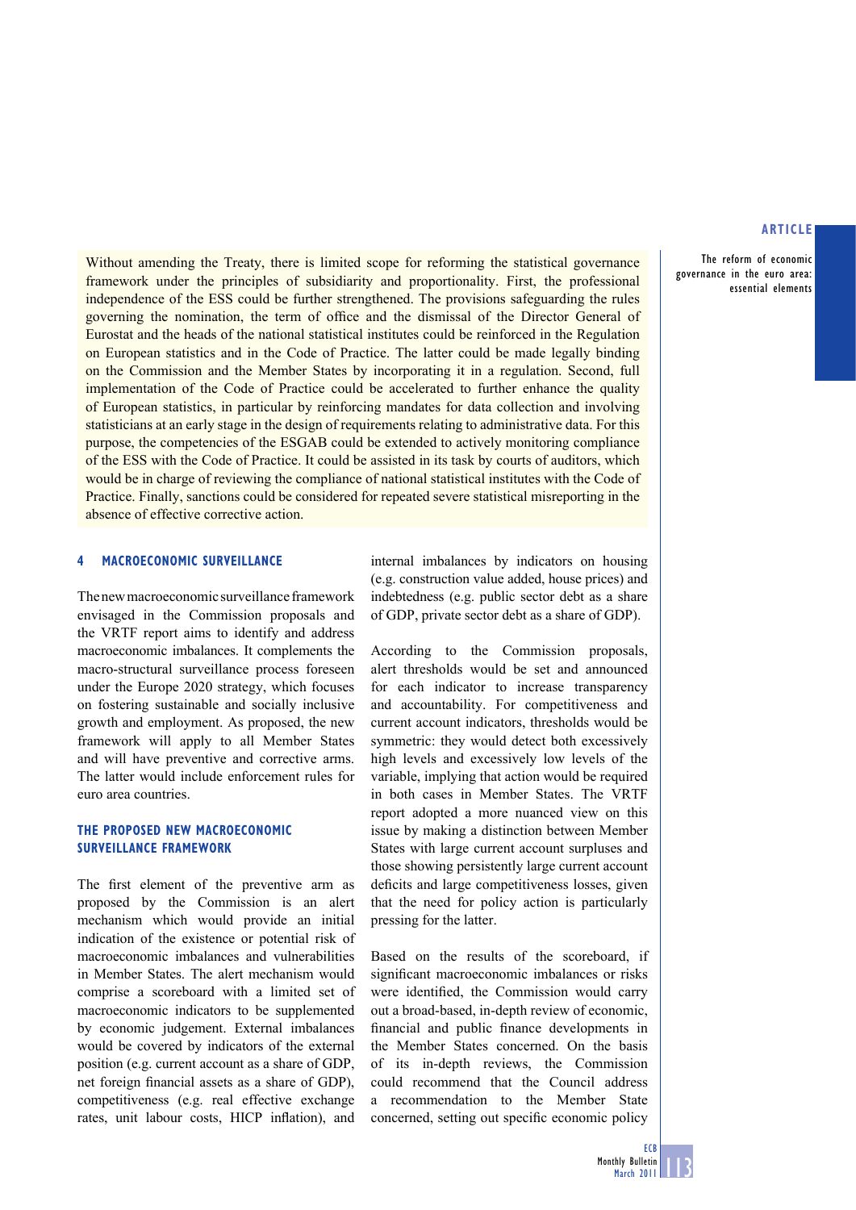Without amending the Treaty, there is limited scope for reforming the statistical governance framework under the principles of subsidiarity and proportionality. First, the professional independence of the ESS could be further strengthened. The provisions safeguarding the rules governing the nomination, the term of office and the dismissal of the Director General of Eurostat and the heads of the national statistical institutes could be reinforced in the Regulation on European statistics and in the Code of Practice. The latter could be made legally binding on the Commission and the Member States by incorporating it in a regulation. Second, full implementation of the Code of Practice could be accelerated to further enhance the quality of European statistics, in particular by reinforcing mandates for data collection and involving statisticians at an early stage in the design of requirements relating to administrative data. For this purpose, the competencies of the ESGAB could be extended to actively monitoring compliance of the ESS with the Code of Practice. It could be assisted in its task by courts of auditors, which would be in charge of reviewing the compliance of national statistical institutes with the Code of Practice. Finally, sanctions could be considered for repeated severe statistical misreporting in the absence of effective corrective action.

## 4 MACROECONOMIC SURVEILLANCE

The new macroeconomic surveillance framework envisaged in the Commission proposals and the VRTF report aims to identify and address macroeconomic imbalances. It complements the macro-structural surveillance process foreseen under the Europe 2020 strategy, which focuses on fostering sustainable and socially inclusive growth and employment. As proposed, the new framework will apply to all Member States and will have preventive and corrective arms. The latter would include enforcement rules for euro area countries.

### THE PROPOSED NEW MACROECONOMIC SURVEILLANCE FRAMEWORK

The first element of the preventive arm as proposed by the Commission is an alert mechanism which would provide an initial indication of the existence or potential risk of macroeconomic imbalances and vulnerabilities in Member States. The alert mechanism would comprise a scoreboard with a limited set of macroeconomic indicators to be supplemented by economic judgement. External imbalances would be covered by indicators of the external position (e.g. current account as a share of GDP, net foreign financial assets as a share of GDP), competitiveness (e.g. real effective exchange rates, unit labour costs, HICP inflation), and internal imbalances by indicators on housing (e.g. construction value added, house prices) and indebtedness (e.g. public sector debt as a share of GDP, private sector debt as a share of GDP).

According to the Commission proposals, alert thresholds would be set and announced for each indicator to increase transparency and accountability. For competitiveness and current account indicators, thresholds would be symmetric: they would detect both excessively high levels and excessively low levels of the variable, implying that action would be required in both cases in Member States. The VRTF report adopted a more nuanced view on this issue by making a distinction between Member States with large current account surpluses and those showing persistently large current account deficits and large competitiveness losses, given that the need for policy action is particularly pressing for the latter.

Based on the results of the scoreboard, if significant macroeconomic imbalances or risks were identified, the Commission would carry out a broad-based, in-depth review of economic, financial and public finance developments in the Member States concerned. On the basis of its in-depth reviews, the Commission could recommend that the Council address a recommendation to the Member State concerned, setting out specific economic policy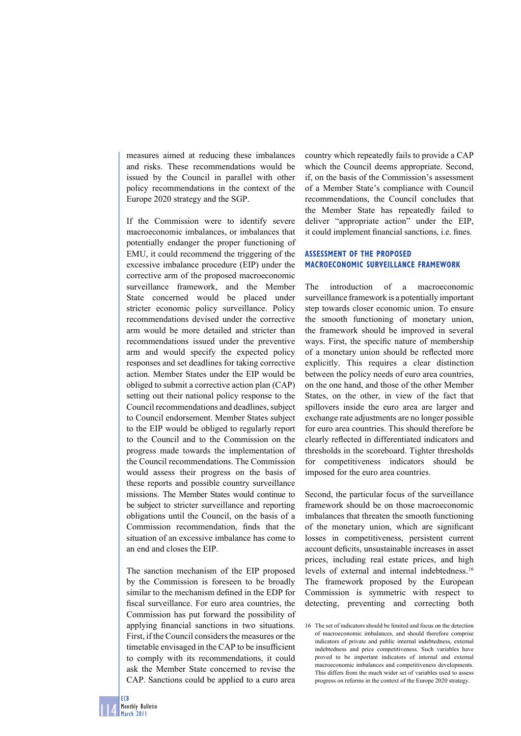measures aimed at reducing these imbalances and risks. These recommendations would be issued by the Council in parallel with other policy recommendations in the context of the Europe 2020 strategy and the SGP.

If the Commission were to identify severe macroeconomic imbalances, or imbalances that potentially endanger the proper functioning of EMU, it could recommend the triggering of the excessive imbalance procedure (EIP) under the corrective arm of the proposed macroeconomic surveillance framework, and the Member State concerned would be placed under stricter economic policy surveillance. Policy recommendations devised under the corrective arm would be more detailed and stricter than recommendations issued under the preventive arm and would specify the expected policy responses and set deadlines for taking corrective action. Member States under the EIP would be obliged to submit a corrective action plan (CAP) setting out their national policy response to the Council recommendations and deadlines, subject to Council endorsement. Member States subject to the EIP would be obliged to regularly report to the Council and to the Commission on the progress made towards the implementation of the Council recommendations. The Commission would assess their progress on the basis of these reports and possible country surveillance missions. The Member States would continue to be subject to stricter surveillance and reporting obligations until the Council, on the basis of a Commission recommendation, finds that the situation of an excessive imbalance has come to an end and closes the EIP.

The sanction mechanism of the EIP proposed by the Commission is foreseen to be broadly similar to the mechanism defined in the EDP for fiscal surveillance. For euro area countries, the Commission has put forward the possibility of applying financial sanctions in two situations. First, if the Council considers the measures or the timetable envisaged in the CAP to be insufficient to comply with its recommendations, it could ask the Member State concerned to revise the CAP. Sanctions could be applied to a euro area country which repeatedly fails to provide a CAP which the Council deems appropriate. Second, if, on the basis of the Commission's assessment of a Member State's compliance with Council recommendations, the Council concludes that the Member State has repeatedly failed to deliver "appropriate action" under the EIP, it could implement financial sanctions, i.e. fines.

## ASSESSMENT OF THE PROPOSED MACROECONOMIC SURVEILLANCE FRAMEWORK

The introduction of a macroeconomic surveillance framework is a potentially important step towards closer economic union. To ensure the smooth functioning of monetary union, the framework should be improved in several ways. First, the specific nature of membership of a monetary union should be reflected more explicitly. This requires a clear distinction between the policy needs of euro area countries, on the one hand, and those of the other Member States, on the other, in view of the fact that spillovers inside the euro area are larger and exchange rate adjustments are no longer possible for euro area countries. This should therefore be clearly reflected in differentiated indicators and thresholds in the scoreboard. Tighter thresholds for competitiveness indicators should be imposed for the euro area countries.

Second, the particular focus of the surveillance framework should be on those macroeconomic imbalances that threaten the smooth functioning of the monetary union, which are significant losses in competitiveness, persistent current account deficits, unsustainable increases in asset prices, including real estate prices, and high levels of external and internal indebtedness.[16] The framework proposed by the European Commission is symmetric with respect to detecting, preventing and correcting both

16 The set of indicators should be limited and focus on the detection of macroeconomic imbalances, and should therefore comprise indicators of private and public internal indebtedness, external indebtedness and price competitiveness. Such variables have proved to be important indicators of internal and external macroeconomic imbalances and competitiveness developments. This differs from the much wider set of variables used to assess progress on reforms in the context of the Europe 2020 strategy.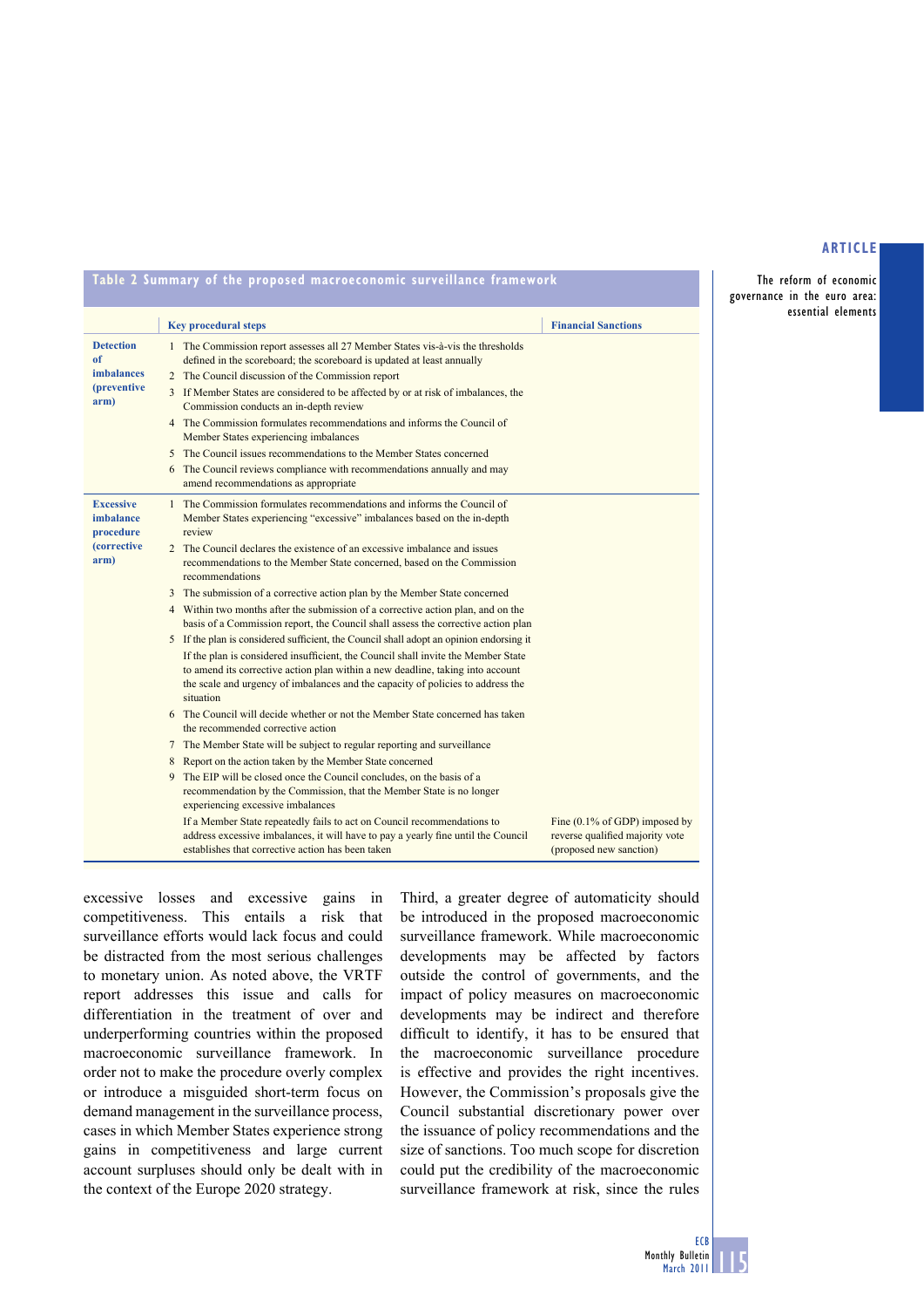**Table 2 Summary of the proposed macroeconomic surveillance framework**

| | Key procedural steps | Financial Sanctions |
|---|---|---|
| **Detection of imbalances (preventive arm)** | 1 The Commission report assesses all 27 Member States vis-à-vis the thresholds defined in the scoreboard; the scoreboard is updated at least annually | |
| | 2 The Council discussion of the Commission report | |
| | 3 If Member States are considered to be affected by or at risk of imbalances, the Commission conducts an in-depth review | |
| | 4 The Commission formulates recommendations and informs the Council of Member States experiencing imbalances | |
| | 5 The Council issues recommendations to the Member States concerned | |
| | 6 The Council reviews compliance with recommendations annually and may amend recommendations as appropriate | |
| **Excessive imbalance procedure (corrective arm)** | 1 The Commission formulates recommendations and informs the Council of Member States experiencing "excessive" imbalances based on the in-depth review | |
| | 2 The Council declares the existence of an excessive imbalance and issues recommendations to the Member State concerned, based on the Commission recommendations | |
| | 3 The submission of a corrective action plan by the Member State concerned | |
| | 4 Within two months after the submission of a corrective action plan, and on the basis of a Commission report, the Council shall assess the corrective action plan | |
| | 5 If the plan is considered sufficient, the Council shall adopt an opinion endorsing it | |
| | If the plan is considered insufficient, the Council shall invite the Member State to amend its corrective action plan within a new deadline, taking into account the scale and urgency of imbalances and the capacity of policies to address the situation | |
| | 6 The Council will decide whether or not the Member State concerned has taken the recommended corrective action | |
| | 7 The Member State will be subject to regular reporting and surveillance | |
| | 8 Report on the action taken by the Member State concerned | |
| | 9 The EIP will be closed once the Council concludes, on the basis of a recommendation by the Commission, that the Member State is no longer experiencing excessive imbalances | |
| | If a Member State repeatedly fails to act on Council recommendations to address excessive imbalances, it will have to pay a yearly fine until the Council establishes that corrective action has been taken | Fine (0.1% of GDP) imposed by reverse qualified majority vote (proposed new sanction) |

excessive losses and excessive gains in competitiveness. This entails a risk that surveillance efforts would lack focus and could be distracted from the most serious challenges to monetary union. As noted above, the VRTF report addresses this issue and calls for differentiation in the treatment of over and underperforming countries within the proposed macroeconomic surveillance framework. In order not to make the procedure overly complex or introduce a misguided short-term focus on demand management in the surveillance process, cases in which Member States experience strong gains in competitiveness and large current account surpluses should only be dealt with in the context of the Europe 2020 strategy.

Third, a greater degree of automaticity should be introduced in the proposed macroeconomic surveillance framework. While macroeconomic developments may be affected by factors outside the control of governments, and the impact of policy measures on macroeconomic developments may be indirect and therefore difficult to identify, it has to be ensured that the macroeconomic surveillance procedure is effective and provides the right incentives. However, the Commission's proposals give the Council substantial discretionary power over the issuance of policy recommendations and the size of sanctions. Too much scope for discretion could put the credibility of the macroeconomic surveillance framework at risk, since the rules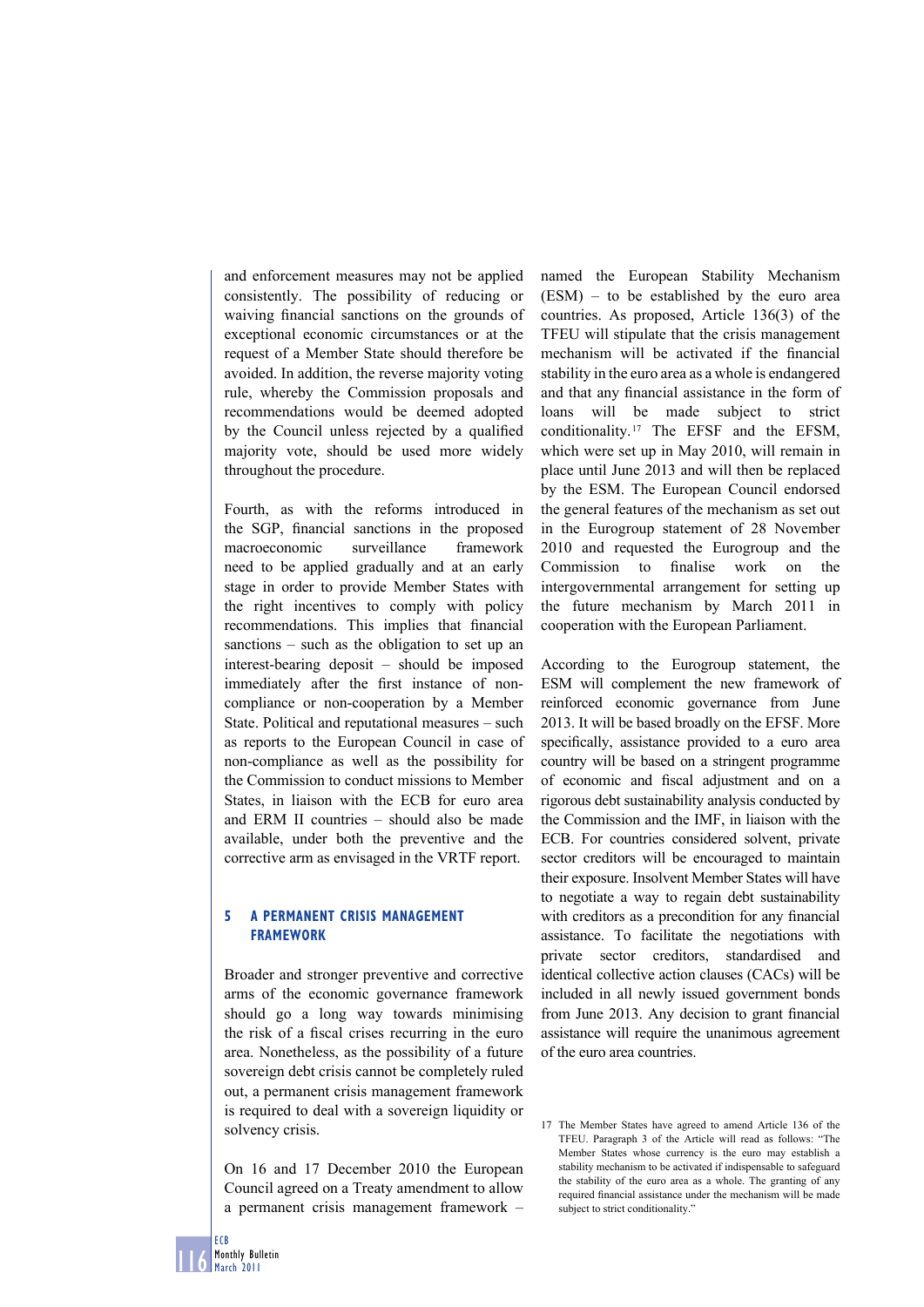and enforcement measures may not be applied consistently. The possibility of reducing or waiving financial sanctions on the grounds of exceptional economic circumstances or at the request of a Member State should therefore be avoided. In addition, the reverse majority voting rule, whereby the Commission proposals and recommendations would be deemed adopted by the Council unless rejected by a qualified majority vote, should be used more widely throughout the procedure.

Fourth, as with the reforms introduced in the SGP, financial sanctions in the proposed macroeconomic surveillance framework need to be applied gradually and at an early stage in order to provide Member States with the right incentives to comply with policy recommendations. This implies that financial sanctions – such as the obligation to set up an interest-bearing deposit – should be imposed immediately after the first instance of non-compliance or non-cooperation by a Member State. Political and reputational measures – such as reports to the European Council in case of non-compliance as well as the possibility for the Commission to conduct missions to Member States, in liaison with the ECB for euro area and ERM II countries – should also be made available, under both the preventive and the corrective arm as envisaged in the VRTF report.

## 5 A PERMANENT CRISIS MANAGEMENT FRAMEWORK

Broader and stronger preventive and corrective arms of the economic governance framework should go a long way towards minimising the risk of a fiscal crises recurring in the euro area. Nonetheless, as the possibility of a future sovereign debt crisis cannot be completely ruled out, a permanent crisis management framework is required to deal with a sovereign liquidity or solvency crisis.

On 16 and 17 December 2010 the European Council agreed on a Treaty amendment to allow a permanent crisis management framework – named the European Stability Mechanism (ESM) – to be established by the euro area countries. As proposed, Article 136(3) of the TFEU will stipulate that the crisis management mechanism will be activated if the financial stability in the euro area as a whole is endangered and that any financial assistance in the form of loans will be made subject to strict conditionality.[17] The EFSF and the EFSM, which were set up in May 2010, will remain in place until June 2013 and will then be replaced by the ESM. The European Council endorsed the general features of the mechanism as set out in the Eurogroup statement of 28 November 2010 and requested the Eurogroup and the Commission to finalise work on the intergovernmental arrangement for setting up the future mechanism by March 2011 in cooperation with the European Parliament.

According to the Eurogroup statement, the ESM will complement the new framework of reinforced economic governance from June 2013. It will be based broadly on the EFSF. More specifically, assistance provided to a euro area country will be based on a stringent programme of economic and fiscal adjustment and on a rigorous debt sustainability analysis conducted by the Commission and the IMF, in liaison with the ECB. For countries considered solvent, private sector creditors will be encouraged to maintain their exposure. Insolvent Member States will have to negotiate a way to regain debt sustainability with creditors as a precondition for any financial assistance. To facilitate the negotiations with private sector creditors, standardised and identical collective action clauses (CACs) will be included in all newly issued government bonds from June 2013. Any decision to grant financial assistance will require the unanimous agreement of the euro area countries.

17 The Member States have agreed to amend Article 136 of the TFEU. Paragraph 3 of the Article will read as follows: "The Member States whose currency is the euro may establish a stability mechanism to be activated if indispensable to safeguard the stability of the euro area as a whole. The granting of any required financial assistance under the mechanism will be made subject to strict conditionality."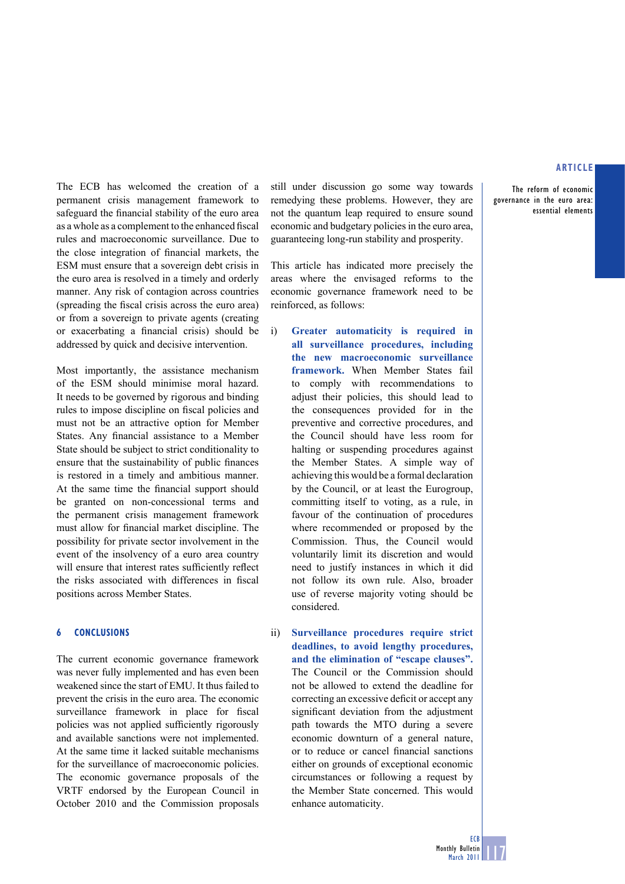The ECB has welcomed the creation of a permanent crisis management framework to safeguard the financial stability of the euro area as a whole as a complement to the enhanced fiscal rules and macroeconomic surveillance. Due to the close integration of financial markets, the ESM must ensure that a sovereign debt crisis in the euro area is resolved in a timely and orderly manner. Any risk of contagion across countries (spreading the fiscal crisis across the euro area) or from a sovereign to private agents (creating or exacerbating a financial crisis) should be addressed by quick and decisive intervention.

Most importantly, the assistance mechanism of the ESM should minimise moral hazard. It needs to be governed by rigorous and binding rules to impose discipline on fiscal policies and must not be an attractive option for Member States. Any financial assistance to a Member State should be subject to strict conditionality to ensure that the sustainability of public finances is restored in a timely and ambitious manner. At the same time the financial support should be granted on non-concessional terms and the permanent crisis management framework must allow for financial market discipline. The possibility for private sector involvement in the event of the insolvency of a euro area country will ensure that interest rates sufficiently reflect the risks associated with differences in fiscal positions across Member States.

## 6 CONCLUSIONS

The current economic governance framework was never fully implemented and has even been weakened since the start of EMU. It thus failed to prevent the crisis in the euro area. The economic surveillance framework in place for fiscal policies was not applied sufficiently rigorously and available sanctions were not implemented. At the same time it lacked suitable mechanisms for the surveillance of macroeconomic policies. The economic governance proposals of the VRTF endorsed by the European Council in October 2010 and the Commission proposals still under discussion go some way towards remedying these problems. However, they are not the quantum leap required to ensure sound economic and budgetary policies in the euro area, guaranteeing long-run stability and prosperity.

This article has indicated more precisely the areas where the envisaged reforms to the economic governance framework need to be reinforced, as follows:

i) **Greater automaticity is required in all surveillance procedures, including the new macroeconomic surveillance framework.** When Member States fail to comply with recommendations to adjust their policies, this should lead to the consequences provided for in the preventive and corrective procedures, and the Council should have less room for halting or suspending procedures against the Member States. A simple way of achieving this would be a formal declaration by the Council, or at least the Eurogroup, committing itself to voting, as a rule, in favour of the continuation of procedures where recommended or proposed by the Commission. Thus, the Council would voluntarily limit its discretion and would need to justify instances in which it did not follow its own rule. Also, broader use of reverse majority voting should be considered.

ii) **Surveillance procedures require strict deadlines, to avoid lengthy procedures, and the elimination of "escape clauses".** The Council or the Commission should not be allowed to extend the deadline for correcting an excessive deficit or accept any significant deviation from the adjustment path towards the MTO during a severe economic downturn of a general nature, or to reduce or cancel financial sanctions either on grounds of exceptional economic circumstances or following a request by the Member State concerned. This would enhance automaticity.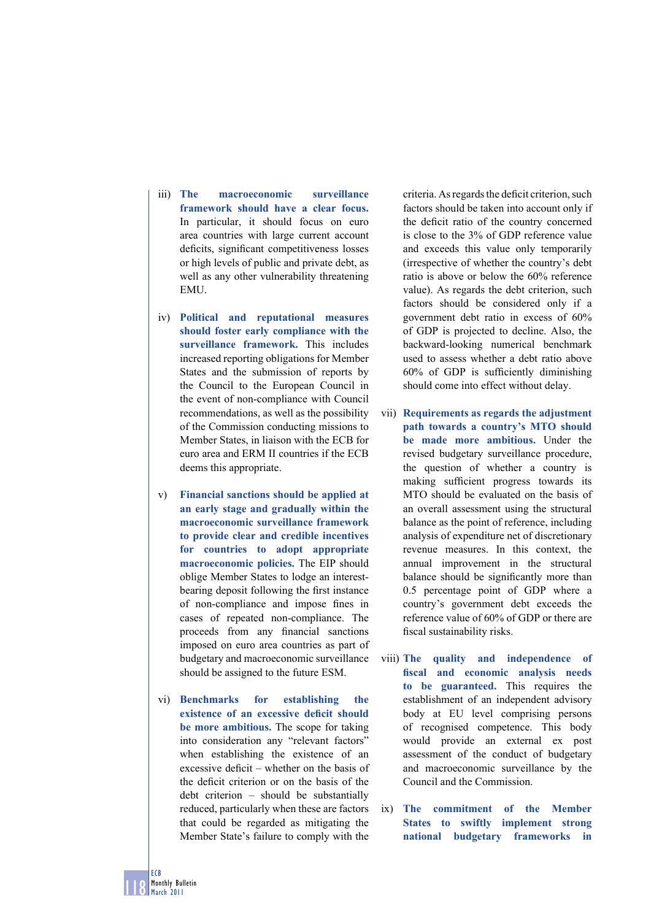iii) **The macroeconomic surveillance framework should have a clear focus.** In particular, it should focus on euro area countries with large current account deficits, significant competitiveness losses or high levels of public and private debt, as well as any other vulnerability threatening EMU.

iv) **Political and reputational measures should foster early compliance with the surveillance framework.** This includes increased reporting obligations for Member States and the submission of reports by the Council to the European Council in the event of non-compliance with Council recommendations, as well as the possibility of the Commission conducting missions to Member States, in liaison with the ECB for euro area and ERM II countries if the ECB deems this appropriate.

v) **Financial sanctions should be applied at an early stage and gradually within the macroeconomic surveillance framework to provide clear and credible incentives for countries to adopt appropriate macroeconomic policies.** The EIP should oblige Member States to lodge an interest-bearing deposit following the first instance of non-compliance and impose fines in cases of repeated non-compliance. The proceeds from any financial sanctions imposed on euro area countries as part of budgetary and macroeconomic surveillance should be assigned to the future ESM.

vi) **Benchmarks for establishing the existence of an excessive deficit should be more ambitious.** The scope for taking into consideration any "relevant factors" when establishing the existence of an excessive deficit – whether on the basis of the deficit criterion or on the basis of the debt criterion – should be substantially reduced, particularly when these are factors that could be regarded as mitigating the Member State's failure to comply with the criteria. As regards the deficit criterion, such factors should be taken into account only if the deficit ratio of the country concerned is close to the 3% of GDP reference value and exceeds this value only temporarily (irrespective of whether the country's debt ratio is above or below the 60% reference value). As regards the debt criterion, such factors should be considered only if a government debt ratio in excess of 60% of GDP is projected to decline. Also, the backward-looking numerical benchmark used to assess whether a debt ratio above 60% of GDP is sufficiently diminishing should come into effect without delay.

vii) **Requirements as regards the adjustment path towards a country's MTO should be made more ambitious.** Under the revised budgetary surveillance procedure, the question of whether a country is making sufficient progress towards its MTO should be evaluated on the basis of an overall assessment using the structural balance as the point of reference, including analysis of expenditure net of discretionary revenue measures. In this context, the annual improvement in the structural balance should be significantly more than 0.5 percentage point of GDP where a country's government debt exceeds the reference value of 60% of GDP or there are fiscal sustainability risks.

viii) **The quality and independence of fiscal and economic analysis needs to be guaranteed.** This requires the establishment of an independent advisory body at EU level comprising persons of recognised competence. This body would provide an external ex post assessment of the conduct of budgetary and macroeconomic surveillance by the Council and the Commission.

ix) **The commitment of the Member States to swiftly implement strong national budgetary frameworks in**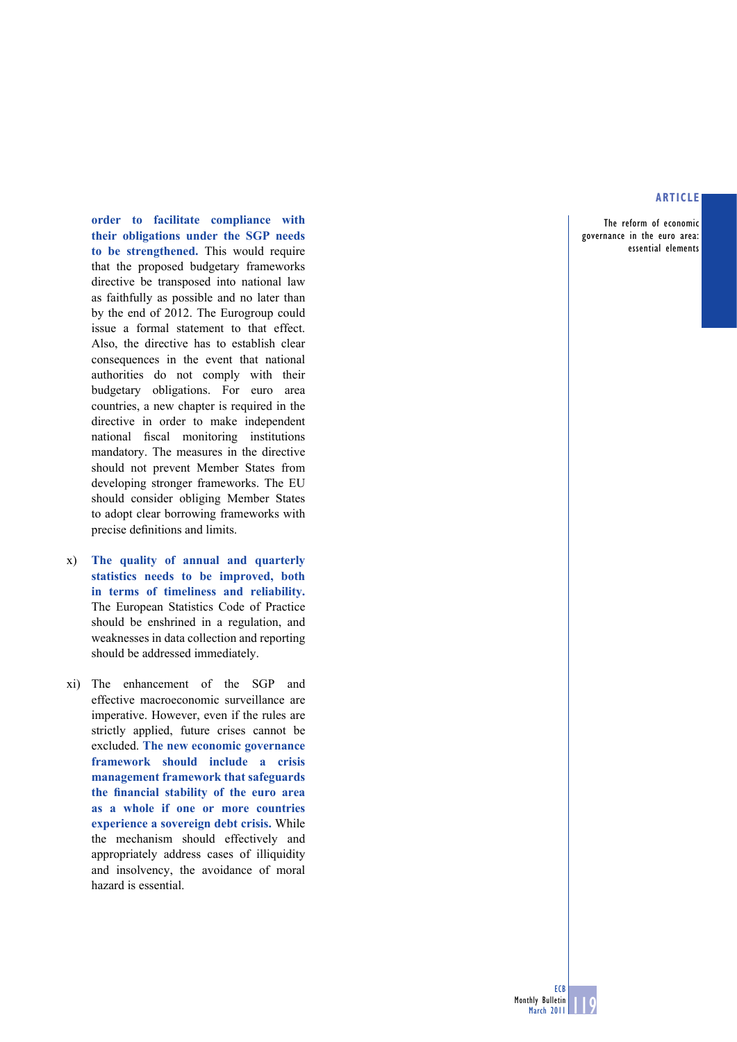**order to facilitate compliance with their obligations under the SGP needs to be strengthened.** This would require that the proposed budgetary frameworks directive be transposed into national law as faithfully as possible and no later than by the end of 2012. The Eurogroup could issue a formal statement to that effect. Also, the directive has to establish clear consequences in the event that national authorities do not comply with their budgetary obligations. For euro area countries, a new chapter is required in the directive in order to make independent national fiscal monitoring institutions mandatory. The measures in the directive should not prevent Member States from developing stronger frameworks. The EU should consider obliging Member States to adopt clear borrowing frameworks with precise definitions and limits.

x) **The quality of annual and quarterly statistics needs to be improved, both in terms of timeliness and reliability.** The European Statistics Code of Practice should be enshrined in a regulation, and weaknesses in data collection and reporting should be addressed immediately.

xi) The enhancement of the SGP and effective macroeconomic surveillance are imperative. However, even if the rules are strictly applied, future crises cannot be excluded. **The new economic governance framework should include a crisis management framework that safeguards the financial stability of the euro area as a whole if one or more countries experience a sovereign debt crisis.** While the mechanism should effectively and appropriately address cases of illiquidity and insolvency, the avoidance of moral hazard is essential.